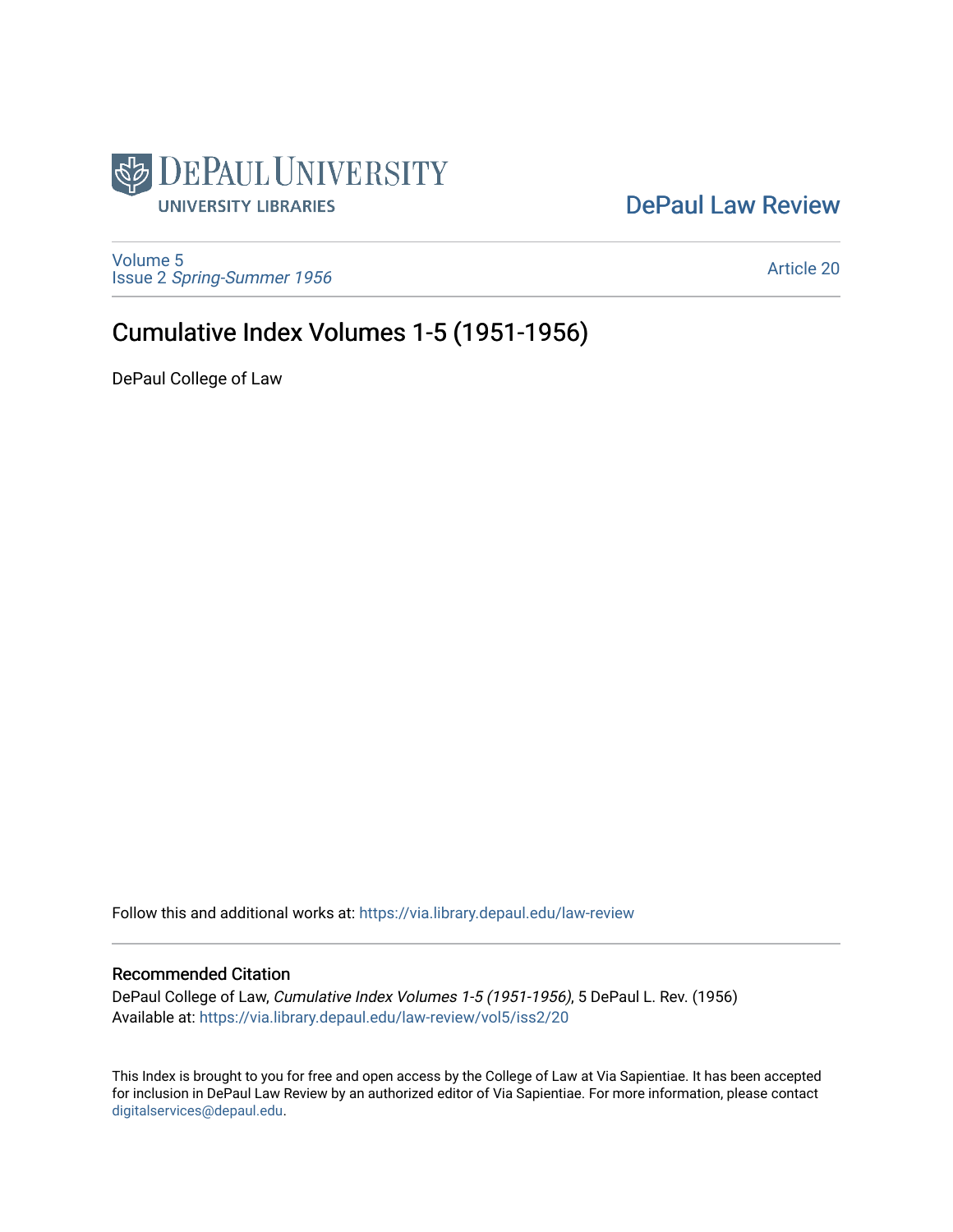DePaul University
UNIVERSITY LIBRARIES

DePaul Law Review

Volume 5
Issue 2 *Spring-Summer 1956*

Article 20

# Cumulative Index Volumes 1-5 (1951-1956)

DePaul College of Law

Follow this and additional works at: https://via.library.depaul.edu/law-review

## Recommended Citation

DePaul College of Law, *Cumulative Index Volumes 1-5 (1951-1956)*, 5 DePaul L. Rev. (1956)
Available at: https://via.library.depaul.edu/law-review/vol5/iss2/20

This Index is brought to you for free and open access by the College of Law at Via Sapientiae. It has been accepted for inclusion in DePaul Law Review by an authorized editor of Via Sapientiae. For more information, please contact digitalservices@depaul.edu.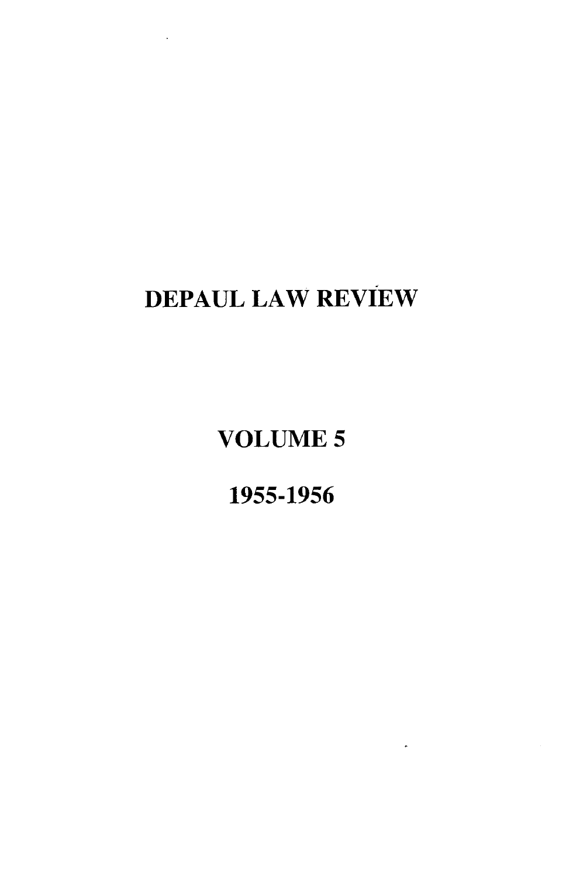# DEPAUL LAW REVIEW

## VOLUME 5

## 1955-1956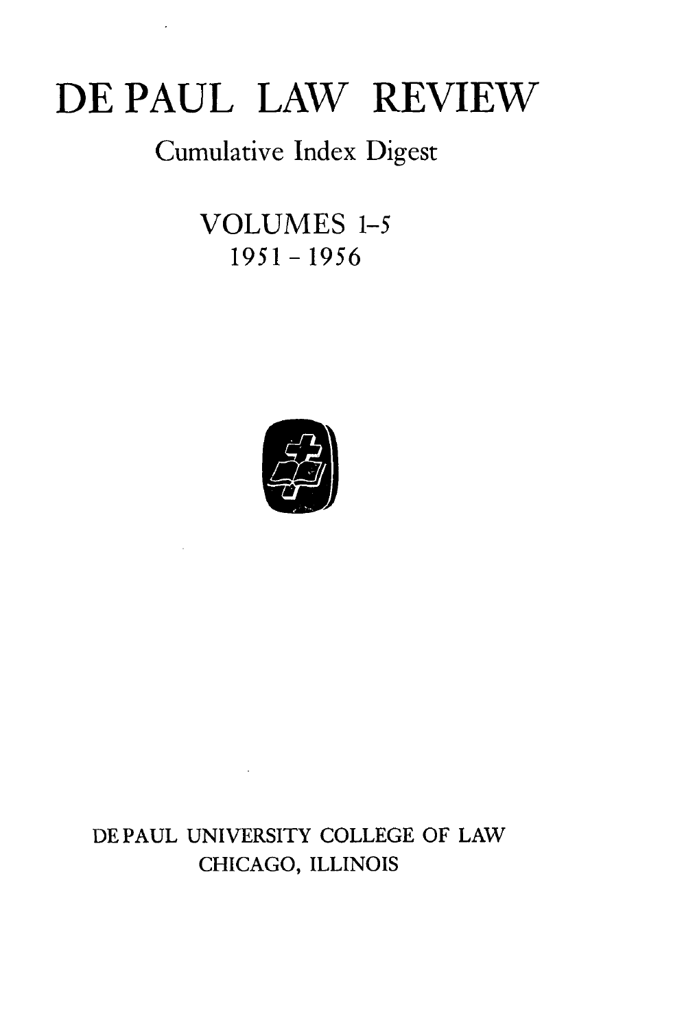# DE PAUL LAW REVIEW

Cumulative Index Digest

VOLUMES 1-5

1951 - 1956

DE PAUL UNIVERSITY COLLEGE OF LAW

CHICAGO, ILLINOIS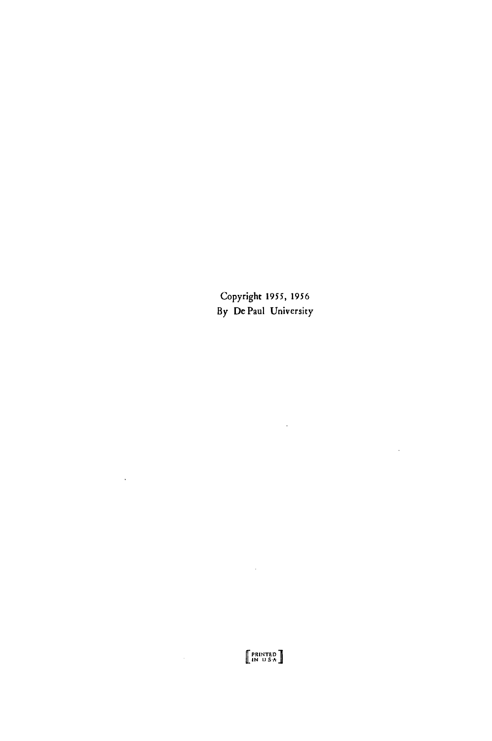Copyright 1955, 1956
By De Paul University

[PRINTED IN U.S.A.]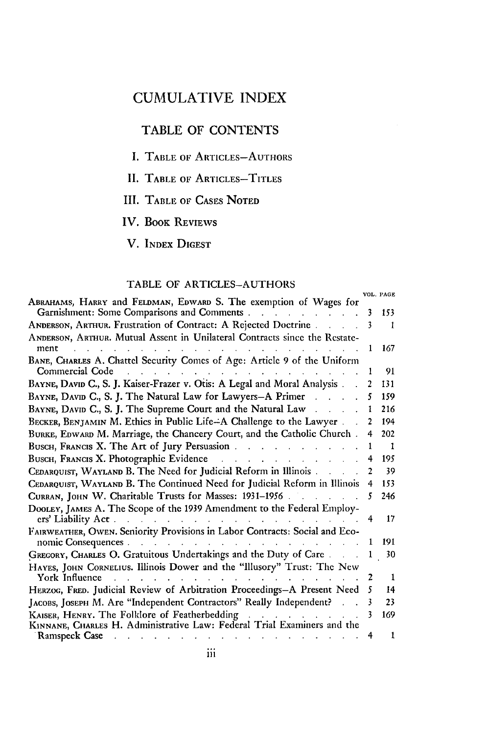# CUMULATIVE INDEX

## TABLE OF CONTENTS

I. TABLE OF ARTICLES–AUTHORS

II. TABLE OF ARTICLES–TITLES

III. TABLE OF CASES NOTED

IV. BOOK REVIEWS

V. INDEX DIGEST

## TABLE OF ARTICLES–AUTHORS

| | VOL. | PAGE |
|---|---|---|
| ABRAHAMS, HARRY and FELDMAN, EDWARD S. The exemption of Wages for Garnishment: Some Comparisons and Comments | 3 | 153 |
| ANDERSON, ARTHUR. Frustration of Contract: A Rejected Doctrine | 3 | 1 |
| ANDERSON, ARTHUR. Mutual Assent in Unilateral Contracts since the Restatement | 1 | 167 |
| BANE, CHARLES A. Chattel Security Comes of Age: Article 9 of the Uniform Commercial Code | 1 | 91 |
| BAYNE, DAVID C., S. J. Kaiser-Frazer v. Otis: A Legal and Moral Analysis | 2 | 131 |
| BAYNE, DAVID C., S. J. The Natural Law for Lawyers–A Primer | 5 | 159 |
| BAYNE, DAVID C., S. J. The Supreme Court and the Natural Law | 1 | 216 |
| BECKER, BENJAMIN M. Ethics in Public Life–A Challenge to the Lawyer | 2 | 194 |
| BURKE, EDWARD M. Marriage, the Chancery Court, and the Catholic Church | 4 | 202 |
| BUSCH, FRANCIS X. The Art of Jury Persuasion | 1 | 1 |
| BUSCH, FRANCIS X. Photographic Evidence | 4 | 195 |
| CEDARQUIST, WAYLAND B. The Need for Judicial Reform in Illinois | 2 | 39 |
| CEDARQUIST, WAYLAND B. The Continued Need for Judicial Reform in Illinois | 4 | 153 |
| CURRAN, JOHN W. Charitable Trusts for Masses: 1931–1956 | 5 | 246 |
| DOOLEY, JAMES A. The Scope of the 1939 Amendment to the Federal Employers' Liability Act | 4 | 17 |
| FAIRWEATHER, OWEN. Seniority Provisions in Labor Contracts: Social and Economic Consequences | 1 | 191 |
| GREGORY, CHARLES O. Gratuitous Undertakings and the Duty of Care | 1 | 30 |
| HAYES, JOHN CORNELIUS. Illinois Dower and the "Illusory" Trust: The New York Influence | 2 | 1 |
| HERZOG, FRED. Judicial Review of Arbitration Proceedings–A Present Need | 5 | 14 |
| JACOBS, JOSEPH M. Are "Independent Contractors" Really Independent? | 3 | 23 |
| KAISER, HENRY. The Folklore of Featherbedding | 3 | 169 |
| KINNANE, CHARLES H. Administrative Law: Federal Trial Examiners and the Ramspeck Case | 4 | 1 |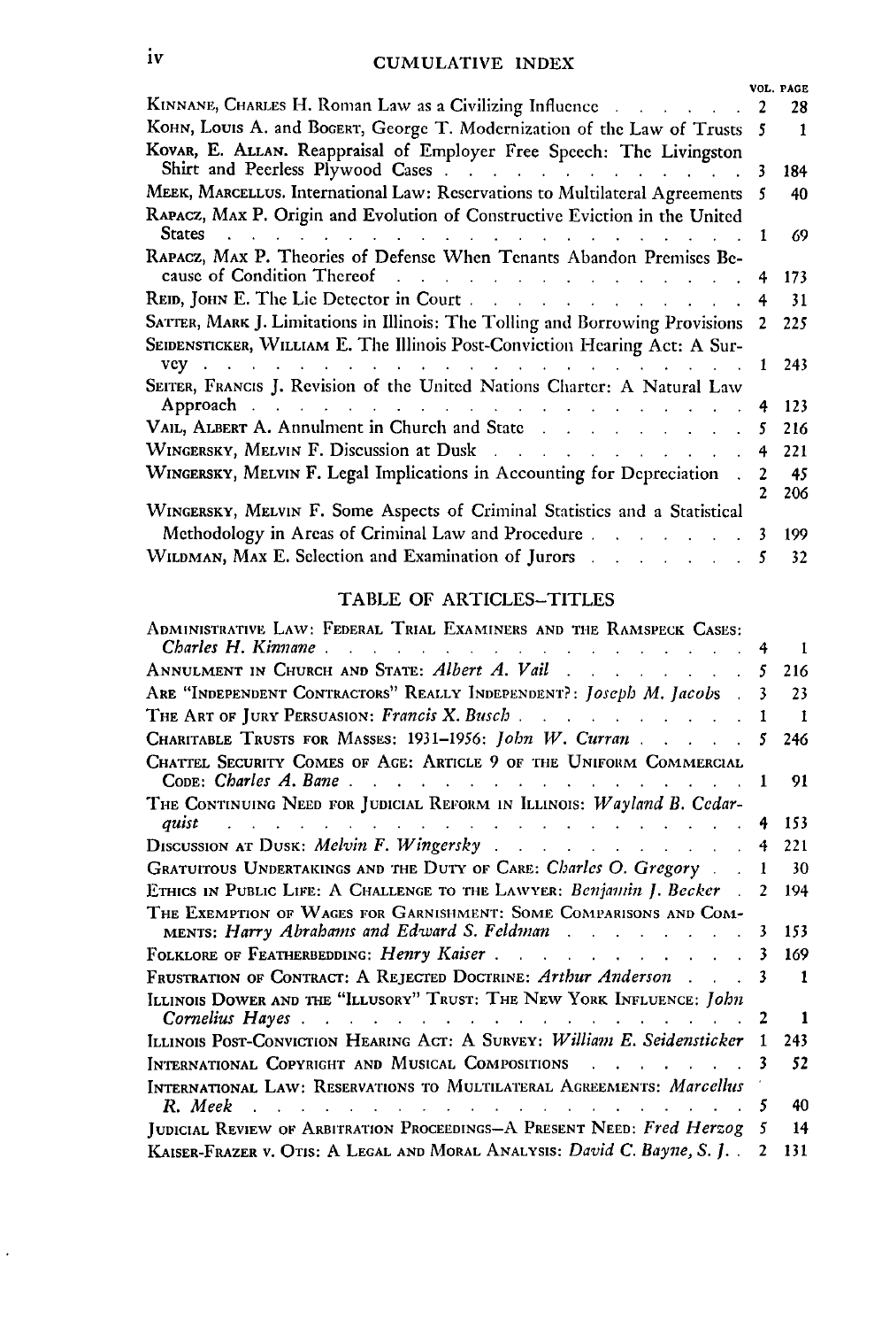# CUMULATIVE INDEX

| | VOL. | PAGE |
|---|---|---|
| KINNANE, CHARLES H. Roman Law as a Civilizing Influence | 2 | 28 |
| KOHN, LOUIS A. and BOGERT, George T. Modernization of the Law of Trusts | 5 | 1 |
| KOVAR, E. ALLAN. Reappraisal of Employer Free Speech: The Livingston Shirt and Peerless Plywood Cases | 3 | 184 |
| MEEK, MARCELLUS. International Law: Reservations to Multilateral Agreements | 5 | 40 |
| RAPACZ, MAX P. Origin and Evolution of Constructive Eviction in the United States | 1 | 69 |
| RAPACZ, MAX P. Theories of Defense When Tenants Abandon Premises Because of Condition Thereof | 4 | 173 |
| REID, JOHN E. The Lie Detector in Court | 4 | 31 |
| SATTER, MARK J. Limitations in Illinois: The Tolling and Borrowing Provisions | 2 | 225 |
| SEIDENSTICKER, WILLIAM E. The Illinois Post-Conviction Hearing Act: A Survey | 1 | 243 |
| SEITER, FRANCIS J. Revision of the United Nations Charter: A Natural Law Approach | 4 | 123 |
| VAIL, ALBERT A. Annulment in Church and State | 5 | 216 |
| WINGERSKY, MELVIN F. Discussion at Dusk | 4 | 221 |
| WINGERSKY, MELVIN F. Legal Implications in Accounting for Depreciation | 2<br>2 | 45<br>206 |
| WINGERSKY, MELVIN F. Some Aspects of Criminal Statistics and a Statistical Methodology in Areas of Criminal Law and Procedure | 3 | 199 |
| WILDMAN, MAX E. Selection and Examination of Jurors | 5 | 32 |

## TABLE OF ARTICLES–TITLES

| | | |
|---|---|---|
| ADMINISTRATIVE LAW: FEDERAL TRIAL EXAMINERS AND THE RAMSPECK CASES: *Charles H. Kinnane* | 4 | 1 |
| ANNULMENT IN CHURCH AND STATE: *Albert A. Vail* | 5 | 216 |
| ARE "INDEPENDENT CONTRACTORS" REALLY INDEPENDENT?: *Joseph M. Jacobs* | 3 | 23 |
| THE ART OF JURY PERSUASION: *Francis X. Busch* | 1 | 1 |
| CHARITABLE TRUSTS FOR MASSES: 1931–1956: *John W. Curran* | 5 | 246 |
| CHATTEL SECURITY COMES OF AGE: ARTICLE 9 OF THE UNIFORM COMMERCIAL CODE: *Charles A. Bane* | 1 | 91 |
| THE CONTINUING NEED FOR JUDICIAL REFORM IN ILLINOIS: *Wayland B. Cedarquist* | 4 | 153 |
| DISCUSSION AT DUSK: *Melvin F. Wingersky* | 4 | 221 |
| GRATUITOUS UNDERTAKINGS AND THE DUTY OF CARE: *Charles O. Gregory* | 1 | 30 |
| ETHICS IN PUBLIC LIFE: A CHALLENGE TO THE LAWYER: *Benjamin J. Becker* | 2 | 194 |
| THE EXEMPTION OF WAGES FOR GARNISHMENT: SOME COMPARISONS AND COMMENTS: *Harry Abrahams and Edward S. Feldman* | 3 | 153 |
| FOLKLORE OF FEATHERBEDDING: *Henry Kaiser* | 3 | 169 |
| FRUSTRATION OF CONTRACT: A REJECTED DOCTRINE: *Arthur Anderson* | 3 | 1 |
| ILLINOIS DOWER AND THE "ILLUSORY" TRUST: THE NEW YORK INFLUENCE: *John Cornelius Hayes* | 2 | 1 |
| ILLINOIS POST-CONVICTION HEARING ACT: A SURVEY: *William E. Seidensticker* | 1 | 243 |
| INTERNATIONAL COPYRIGHT AND MUSICAL COMPOSITIONS | 3 | 52 |
| INTERNATIONAL LAW: RESERVATIONS TO MULTILATERAL AGREEMENTS: *Marcellus R. Meek* | 5 | 40 |
| JUDICIAL REVIEW OF ARBITRATION PROCEEDINGS—A PRESENT NEED: *Fred Herzog* | 5 | 14 |
| KAISER-FRAZER v. OTIS: A LEGAL AND MORAL ANALYSIS: *David C. Bayne, S. J.* | 2 | 131 |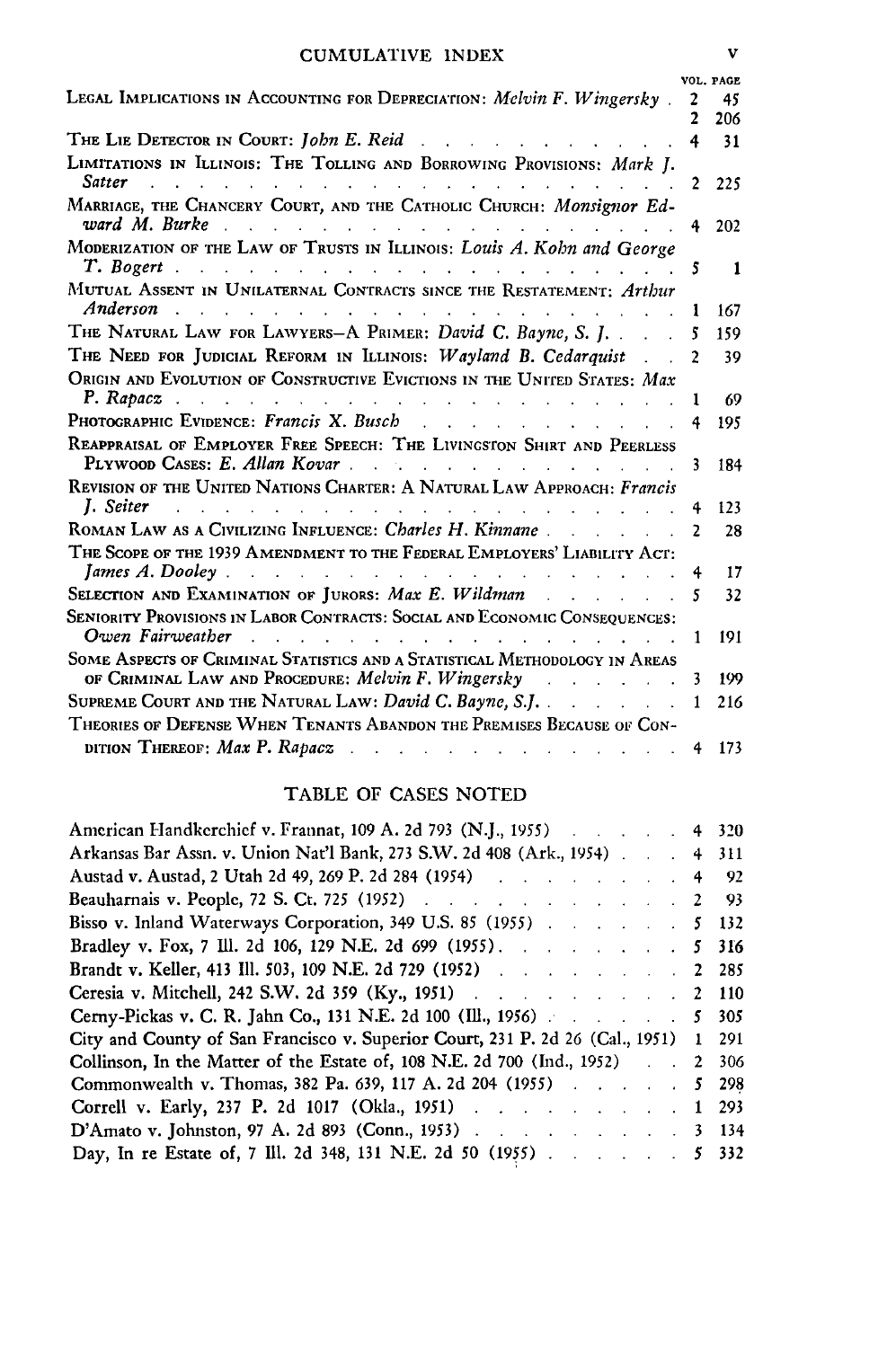| | VOL. | PAGE |
|---|---|---|
| LEGAL IMPLICATIONS IN ACCOUNTING FOR DEPRECIATION: *Melvin F. Wingersky* | 2 | 45 |
| | 2 | 206 |
| THE LIE DETECTOR IN COURT: *John E. Reid* | 4 | 31 |
| LIMITATIONS IN ILLINOIS: THE TOLLING AND BORROWING PROVISIONS: *Mark J. Satter* | 2 | 225 |
| MARRIAGE, THE CHANCERY COURT, AND THE CATHOLIC CHURCH: *Monsignor Edward M. Burke* | 4 | 202 |
| MODERIZATION OF THE LAW OF TRUSTS IN ILLINOIS: *Louis A. Kohn and George T. Bogert* | 5 | 1 |
| MUTUAL ASSENT IN UNILATERNAL CONTRACTS SINCE THE RESTATEMENT: *Arthur Anderson* | 1 | 167 |
| THE NATURAL LAW FOR LAWYERS—A PRIMER: *David C. Bayne, S. J.* | 5 | 159 |
| THE NEED FOR JUDICIAL REFORM IN ILLINOIS: *Wayland B. Cedarquist* | 2 | 39 |
| ORIGIN AND EVOLUTION OF CONSTRUCTIVE EVICTIONS IN THE UNITED STATES: *Max P. Rapacz* | 1 | 69 |
| PHOTOGRAPHIC EVIDENCE: *Francis X. Busch* | 4 | 195 |
| REAPPRAISAL OF EMPLOYER FREE SPEECH: THE LIVINGSTON SHIRT AND PEERLESS PLYWOOD CASES: *E. Allan Kovar* | 3 | 184 |
| REVISION OF THE UNITED NATIONS CHARTER: A NATURAL LAW APPROACH: *Francis J. Seiter* | 4 | 123 |
| ROMAN LAW AS A CIVILIZING INFLUENCE: *Charles H. Kinnane* | 2 | 28 |
| THE SCOPE OF THE 1939 AMENDMENT TO THE FEDERAL EMPLOYERS' LIABILITY ACT: *James A. Dooley* | 4 | 17 |
| SELECTION AND EXAMINATION OF JURORS: *Max E. Wildman* | 5 | 32 |
| SENIORITY PROVISIONS IN LABOR CONTRACTS: SOCIAL AND ECONOMIC CONSEQUENCES: *Owen Fairweather* | 1 | 191 |
| SOME ASPECTS OF CRIMINAL STATISTICS AND A STATISTICAL METHODOLOGY IN AREAS OF CRIMINAL LAW AND PROCEDURE: *Melvin F. Wingersky* | 3 | 199 |
| SUPREME COURT AND THE NATURAL LAW: *David C. Bayne, S.J.* | 1 | 216 |
| THEORIES OF DEFENSE WHEN TENANTS ABANDON THE PREMISES BECAUSE OF CONDITION THEREOF: *Max P. Rapacz* | 4 | 173 |

## TABLE OF CASES NOTED

| | | |
|---|---|---|
| American Handkerchief v. Frannat, 109 A. 2d 793 (N.J., 1955) | 4 | 320 |
| Arkansas Bar Assn. v. Union Nat'l Bank, 273 S.W. 2d 408 (Ark., 1954) | 4 | 311 |
| Austad v. Austad, 2 Utah 2d 49, 269 P. 2d 284 (1954) | 4 | 92 |
| Beauharnais v. People, 72 S. Ct. 725 (1952) | 2 | 93 |
| Bisso v. Inland Waterways Corporation, 349 U.S. 85 (1955) | 5 | 132 |
| Bradley v. Fox, 7 Ill. 2d 106, 129 N.E. 2d 699 (1955) | 5 | 316 |
| Brandt v. Keller, 413 Ill. 503, 109 N.E. 2d 729 (1952) | 2 | 285 |
| Ceresia v. Mitchell, 242 S.W. 2d 359 (Ky., 1951) | 2 | 110 |
| Cerny-Pickas v. C. R. Jahn Co., 131 N.E. 2d 100 (Ill., 1956) | 5 | 305 |
| City and County of San Francisco v. Superior Court, 231 P. 2d 26 (Cal., 1951) | 1 | 291 |
| Collinson, In the Matter of the Estate of, 108 N.E. 2d 700 (Ind., 1952) | 2 | 306 |
| Commonwealth v. Thomas, 382 Pa. 639, 117 A. 2d 204 (1955) | 5 | 298 |
| Correll v. Early, 237 P. 2d 1017 (Okla., 1951) | 1 | 293 |
| D'Amato v. Johnston, 97 A. 2d 893 (Conn., 1953) | 3 | 134 |
| Day, In re Estate of, 7 Ill. 2d 348, 131 N.E. 2d 50 (1955) | 5 | 332 |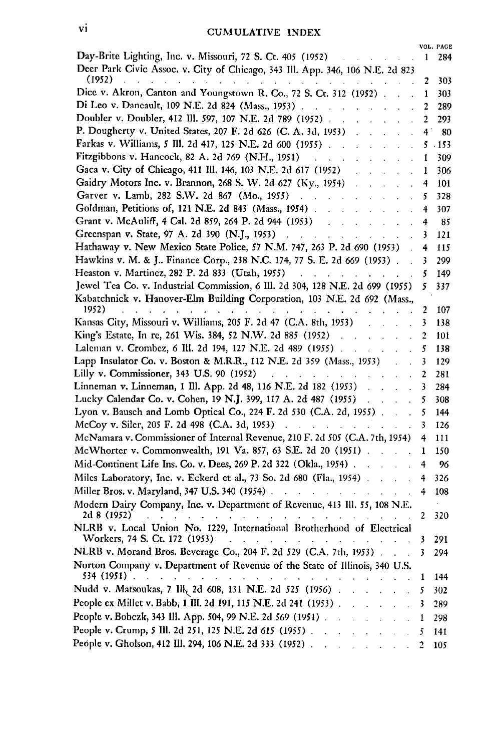| | VOL. | PAGE |
|---|---|---|
| Day-Brite Lighting, Inc. v. Missouri, 72 S. Ct. 405 (1952) | 1 | 284 |
| Deer Park Civic Assoc. v. City of Chicago, 343 Ill. App. 346, 106 N.E. 2d 823 (1952) | 2 | 303 |
| Dice v. Akron, Canton and Youngstown R. Co., 72 S. Ct. 312 (1952) | 1 | 303 |
| Di Leo v. Daneault, 109 N.E. 2d 824 (Mass., 1953) | 2 | 289 |
| Doubler v. Doubler, 412 Ill. 597, 107 N.E. 2d 789 (1952) | 2 | 293 |
| P. Dougherty v. United States, 207 F. 2d 626 (C. A. 3d, 1953) | 4 | 80 |
| Farkas v. Williams, 5 Ill. 2d 417, 125 N.E. 2d 600 (1955) | 5 | 153 |
| Fitzgibbons v. Hancock, 82 A. 2d 769 (N.H., 1951) | 1 | 309 |
| Gaca v. City of Chicago, 411 Ill. 146, 103 N.E. 2d 617 (1952) | 1 | 306 |
| Gaidry Motors Inc. v. Brannon, 268 S. W. 2d 627 (Ky., 1954) | 4 | 101 |
| Garver v. Lamb, 282 S.W. 2d 867 (Mo., 1955) | 5 | 328 |
| Goldman, Petitions of, 121 N.E. 2d 843 (Mass., 1954) | 4 | 307 |
| Grant v. McAuliff, 4 Cal. 2d 859, 264 P. 2d 944 (1953) | 4 | 85 |
| Greenspan v. State, 97 A. 2d 390 (N.J., 1953) | 3 | 121 |
| Hathaway v. New Mexico State Police, 57 N.M. 747, 263 P. 2d 690 (1953) | 4 | 115 |
| Hawkins v. M. & J.. Finance Corp., 238 N.C. 174, 77 S. E. 2d 669 (1953) | 3 | 299 |
| Heaston v. Martinez, 282 P. 2d 833 (Utah, 1955) | 5 | 149 |
| Jewel Tea Co. v. Industrial Commission, 6 Ill. 2d 304, 128 N.E. 2d 699 (1955) | 5 | 337 |
| Kabatchnick v. Hanover-Elm Building Corporation, 103 N.E. 2d 692 (Mass., 1952) | 2 | 107 |
| Kansas City, Missouri v. Williams, 205 F. 2d 47 (C.A. 8th, 1953) | 3 | 138 |
| King's Estate, In re, 261 Wis. 384, 52 N.W. 2d 885 (1952) | 2 | 101 |
| Laleman v. Crombez, 6 Ill. 2d 194, 127 N.E. 2d 489 (1955) | 5 | 138 |
| Lapp Insulator Co. v. Boston & M.R.R., 112 N.E. 2d 359 (Mass., 1953) | 3 | 129 |
| Lilly v. Commissioner, 343 U.S. 90 (1952) | 2 | 281 |
| Linneman v. Linneman, 1 Ill. App. 2d 48, 116 N.E. 2d 182 (1953) | 3 | 284 |
| Lucky Calendar Co. v. Cohen, 19 N.J. 399, 117 A. 2d 487 (1955) | 5 | 308 |
| Lyon v. Bausch and Lomb Optical Co., 224 F. 2d 530 (C.A. 2d, 1955) | 5 | 144 |
| McCoy v. Siler, 205 F. 2d 498 (C.A. 3d, 1953) | 3 | 126 |
| McNamara v. Commissioner of Internal Revenue, 210 F. 2d 505 (C.A. 7th, 1954) | 4 | 111 |
| McWhorter v. Commonwealth, 191 Va. 857, 63 S.E. 2d 20 (1951) | 1 | 150 |
| Mid-Continent Life Ins. Co. v. Dees, 269 P. 2d 322 (Okla., 1954) | 4 | 96 |
| Miles Laboratory, Inc. v. Eckerd et al., 73 So. 2d 680 (Fla., 1954) | 4 | 326 |
| Miller Bros. v. Maryland, 347 U.S. 340 (1954) | 4 | 108 |
| Modern Dairy Company, Inc. v. Department of Revenue, 413 Ill. 55, 108 N.E. 2d 8 (1952) | 2 | 320 |
| NLRB v. Local Union No. 1229, International Brotherhood of Electrical Workers, 74 S. Ct. 172 (1953) | 3 | 291 |
| NLRB v. Morand Bros. Beverage Co., 204 F. 2d 529 (C.A. 7th, 1953) | 3 | 294 |
| Norton Company v. Department of Revenue of the State of Illinois, 340 U.S. 534 (1951) | 1 | 144 |
| Nudd v. Matsoukas, 7 Ill. 2d 608, 131 N.E. 2d 525 (1956) | 5 | 302 |
| People ex Millet v. Babb, 1 Ill. 2d 191, 115 N.E. 2d 241 (1953) | 3 | 289 |
| People v. Bobczk, 343 Ill. App. 504, 99 N.E. 2d 569 (1951) | 1 | 298 |
| People v. Crump, 5 Ill. 2d 251, 125 N.E. 2d 615 (1955) | 5 | 141 |
| People v. Gholson, 412 Ill. 294, 106 N.E. 2d 333 (1952) | 2 | 105 |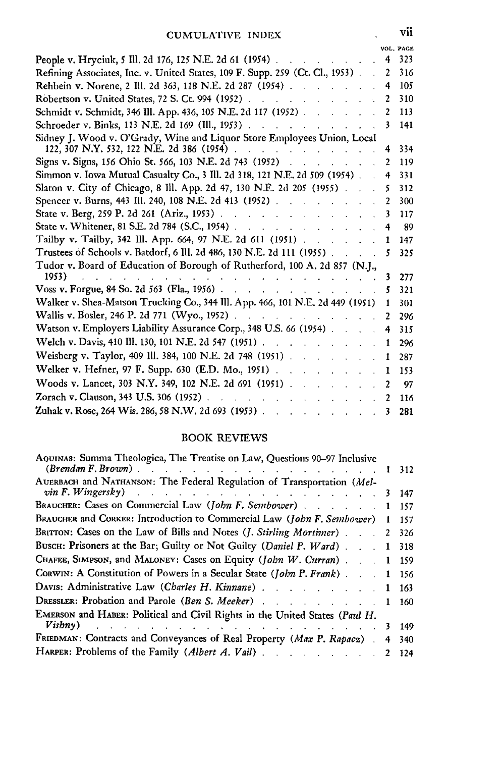| | VOL. | PAGE |
|---|---|---|
| People v. Hryciuk, 5 Ill. 2d 176, 125 N.E. 2d 61 (1954) | 4 | 323 |
| Refining Associates, Inc. v. United States, 109 F. Supp. 259 (Ct. Cl., 1953) | 2 | 316 |
| Rehbein v. Norene, 2 Ill. 2d 363, 118 N.E. 2d 287 (1954) | 4 | 105 |
| Robertson v. United States, 72 S. Ct. 994 (1952) | 2 | 310 |
| Schmidt v. Schmidt, 346 Ill. App. 436, 105 N.E. 2d 117 (1952) | 2 | 113 |
| Schroeder v. Binks, 113 N.E. 2d 169 (Ill., 1953) | 3 | 141 |
| Sidney J. Wood v. O'Grady, Wine and Liquor Store Employees Union, Local 122, 307 N.Y. 532, 122 N.E. 2d 386 (1954) | 4 | 334 |
| Signs v. Signs, 156 Ohio St. 566, 103 N.E. 2d 743 (1952) | 2 | 119 |
| Simmon v. Iowa Mutual Casualty Co., 3 Ill. 2d 318, 121 N.E. 2d 509 (1954) | 4 | 331 |
| Slaton v. City of Chicago, 8 Ill. App. 2d 47, 130 N.E. 2d 205 (1955) | 5 | 312 |
| Spencer v. Burns, 443 Ill. 240, 108 N.E. 2d 413 (1952) | 2 | 300 |
| State v. Berg, 259 P. 2d 261 (Ariz., 1953) | 3 | 117 |
| State v. Whitener, 81 S.E. 2d 784 (S.C., 1954) | 4 | 89 |
| Tailby v. Tailby, 342 Ill. App. 664, 97 N.E. 2d 611 (1951) | 1 | 147 |
| Trustees of Schools v. Batdorf, 6 Ill. 2d 486, 130 N.E. 2d 111 (1955) | 5 | 325 |
| Tudor v. Board of Education of Borough of Rutherford, 100 A. 2d 857 (N.J., 1953) | 3 | 277 |
| Voss v. Forgue, 84 So. 2d 563 (Fla., 1956) | 5 | 321 |
| Walker v. Shea-Matson Trucking Co., 344 Ill. App. 466, 101 N.E. 2d 449 (1951) | 1 | 301 |
| Wallis v. Bosler, 246 P. 2d 771 (Wyo., 1952) | 2 | 296 |
| Watson v. Employers Liability Assurance Corp., 348 U.S. 66 (1954) | 4 | 315 |
| Welch v. Davis, 410 Ill. 130, 101 N.E. 2d 547 (1951) | 1 | 296 |
| Weisberg v. Taylor, 409 Ill. 384, 100 N.E. 2d 748 (1951) | 1 | 287 |
| Welker v. Hefner, 97 F. Supp. 630 (E.D. Mo., 1951) | 1 | 153 |
| Woods v. Lancet, 303 N.Y. 349, 102 N.E. 2d 691 (1951) | 2 | 97 |
| Zorach v. Clauson, 343 U.S. 306 (1952) | 2 | 116 |
| Zuhak v. Rose, 264 Wis. 286, 58 N.W. 2d 693 (1953) | 3 | 281 |

## BOOK REVIEWS

| | VOL. | PAGE |
|---|---|---|
| AQUINAS: Summa Theologica, The Treatise on Law, Questions 90–97 Inclusive (*Brendan F. Brown*) | 1 | 312 |
| AUERBACH and NATHANSON: The Federal Regulation of Transportation (*Melvin F. Wingersky*) | 3 | 147 |
| BRAUCHER: Cases on Commercial Law (*John F. Sembower*) | 1 | 157 |
| BRAUCHER and CORKER: Introduction to Commercial Law (*John F. Sembower*) | 1 | 157 |
| BRITTON: Cases on the Law of Bills and Notes (*J. Stirling Mortimer*) | 2 | 326 |
| BUSCH: Prisoners at the Bar; Guilty or Not Guilty (*Daniel P. Ward*) | 1 | 318 |
| CHAFEE, SIMPSON, and MALONEY: Cases on Equity (*John W. Curran*) | 1 | 159 |
| CORWIN: A Constitution of Powers in a Secular State (*John P. Frank*) | 1 | 156 |
| DAVIS: Administrative Law (*Charles H. Kinnane*) | 1 | 163 |
| DRESSLER: Probation and Parole (*Ben S. Meeker*) | 1 | 160 |
| EMERSON and HABER: Political and Civil Rights in the United States (*Paul H. Vishny*) | 3 | 149 |
| FRIEDMAN: Contracts and Conveyances of Real Property (*Max P. Rapacz*) | 4 | 340 |
| HARPER: Problems of the Family (*Albert A. Vail*) | 2 | 124 |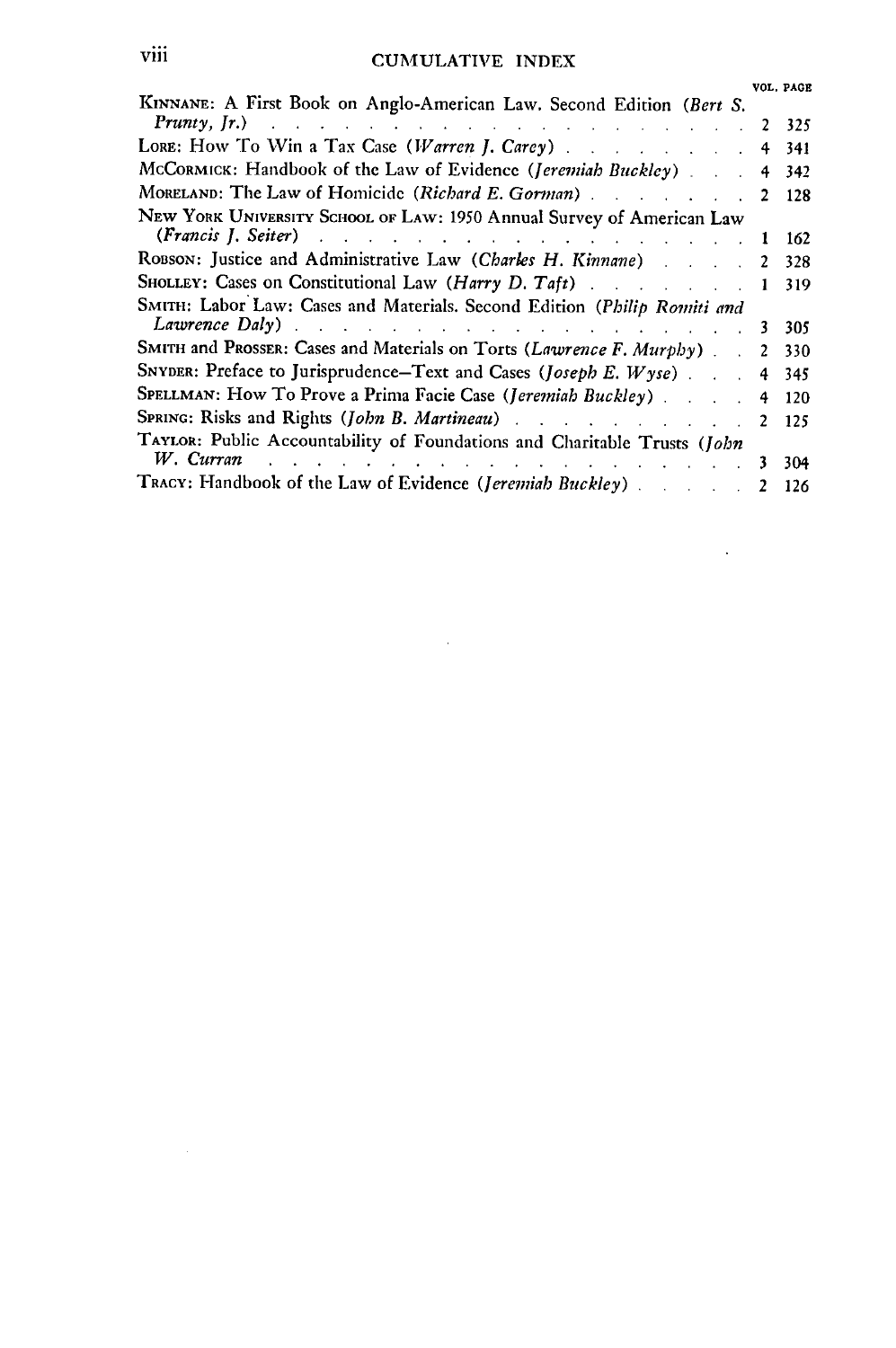| | VOL. | PAGE |
|---|---|---|
| KINNANE: A First Book on Anglo-American Law. Second Edition (*Bert S. Prunty, Jr.*) | 2 | 325 |
| LORE: How To Win a Tax Case (*Warren J. Carey*) | 4 | 341 |
| McCORMICK: Handbook of the Law of Evidence (*Jeremiah Buckley*) | 4 | 342 |
| MORELAND: The Law of Homicide (*Richard E. Gorman*) | 2 | 128 |
| NEW YORK UNIVERSITY SCHOOL OF LAW: 1950 Annual Survey of American Law (*Francis J. Seiter*) | 1 | 162 |
| ROBSON: Justice and Administrative Law (*Charles H. Kinnane*) | 2 | 328 |
| SHOLLEY: Cases on Constitutional Law (*Harry D. Taft*) | 1 | 319 |
| SMITH: Labor Law: Cases and Materials. Second Edition (*Philip Romiti and Lawrence Daly*) | 3 | 305 |
| SMITH and PROSSER: Cases and Materials on Torts (*Lawrence F. Murphy*) | 2 | 330 |
| SNYDER: Preface to Jurisprudence—Text and Cases (*Joseph E. Wyse*) | 4 | 345 |
| SPELLMAN: How To Prove a Prima Facie Case (*Jeremiah Buckley*) | 4 | 120 |
| SPRING: Risks and Rights (*John B. Martineau*) | 2 | 125 |
| TAYLOR: Public Accountability of Foundations and Charitable Trusts (*John W. Curran* | 3 | 304 |
| TRACY: Handbook of the Law of Evidence (*Jeremiah Buckley*) | 2 | 126 |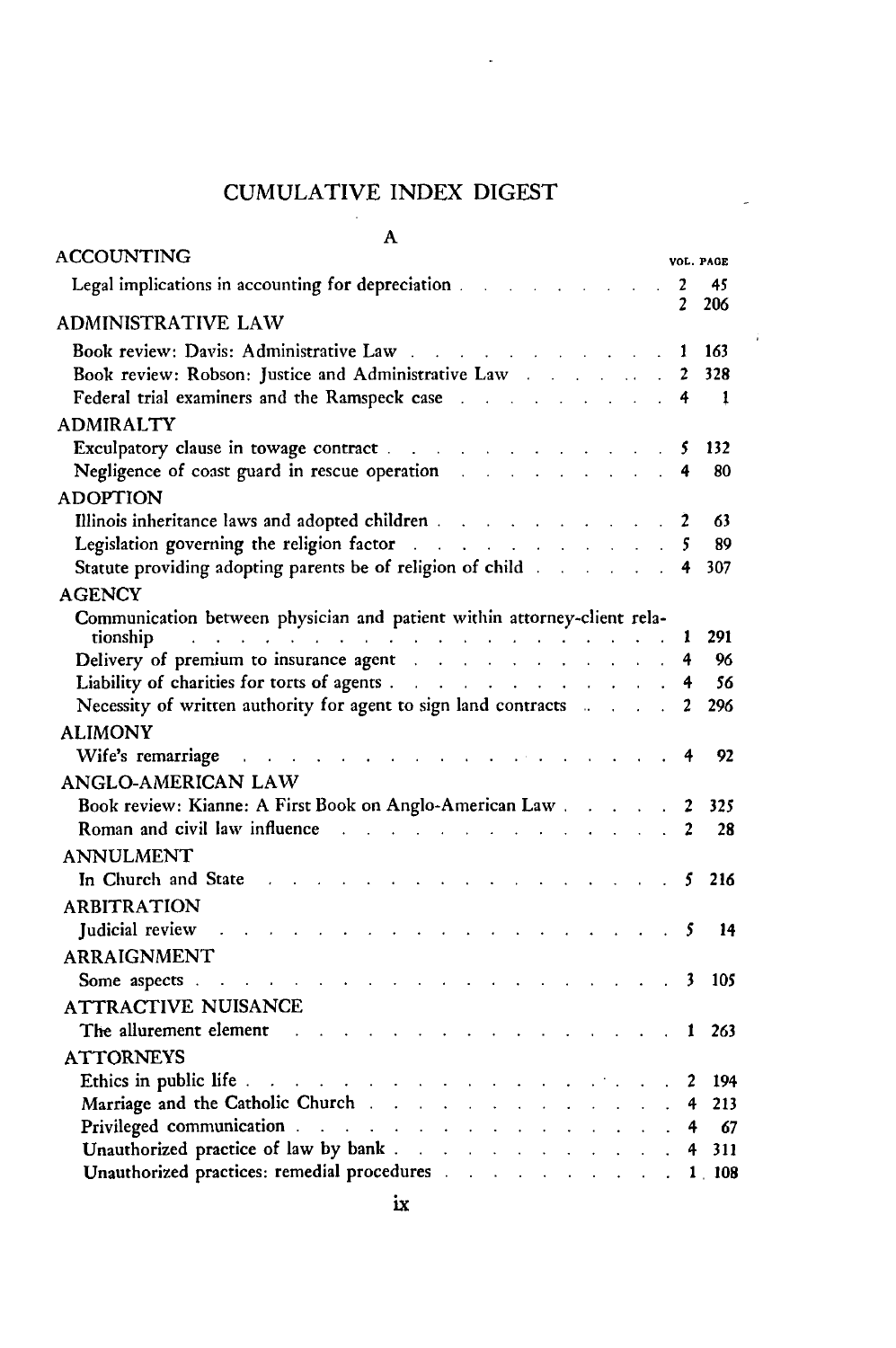# CUMULATIVE INDEX DIGEST

## A

| | VOL. | PAGE |
|---|---|---|
| **ACCOUNTING** | | |
| Legal implications in accounting for depreciation | 2 | 45 |
| | 2 | 206 |
| **ADMINISTRATIVE LAW** | | |
| Book review: Davis: Administrative Law | 1 | 163 |
| Book review: Robson: Justice and Administrative Law | 2 | 328 |
| Federal trial examiners and the Ramspeck case | 4 | 1 |
| **ADMIRALTY** | | |
| Exculpatory clause in towage contract | 5 | 132 |
| Negligence of coast guard in rescue operation | 4 | 80 |
| **ADOPTION** | | |
| Illinois inheritance laws and adopted children | 2 | 63 |
| Legislation governing the religion factor | 5 | 89 |
| Statute providing adopting parents be of religion of child | 4 | 307 |
| **AGENCY** | | |
| Communication between physician and patient within attorney-client relationship | 1 | 291 |
| Delivery of premium to insurance agent | 4 | 96 |
| Liability of charities for torts of agents | 4 | 56 |
| Necessity of written authority for agent to sign land contracts | 2 | 296 |
| **ALIMONY** | | |
| Wife's remarriage | 4 | 92 |
| **ANGLO-AMERICAN LAW** | | |
| Book review: Kianne: A First Book on Anglo-American Law | 2 | 325 |
| Roman and civil law influence | 2 | 28 |
| **ANNULMENT** | | |
| In Church and State | 5 | 216 |
| **ARBITRATION** | | |
| Judicial review | 5 | 14 |
| **ARRAIGNMENT** | | |
| Some aspects | 3 | 105 |
| **ATTRACTIVE NUISANCE** | | |
| The allurement element | 1 | 263 |
| **ATTORNEYS** | | |
| Ethics in public life | 2 | 194 |
| Marriage and the Catholic Church | 4 | 213 |
| Privileged communication | 4 | 67 |
| Unauthorized practice of law by bank | 4 | 311 |
| Unauthorized practices: remedial procedures | 1 | 108 |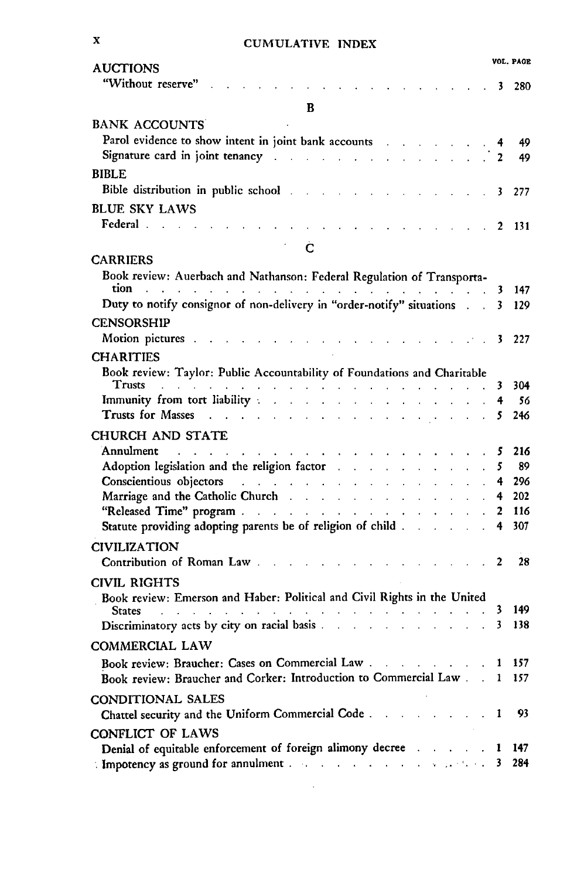| | VOL. | PAGE |
|---|---|---|
| **AUCTIONS** | | |
| "Without reserve" | 3 | 280 |
| **B** | | |
| **BANK ACCOUNTS** | | |
| Parol evidence to show intent in joint bank accounts | 4 | 49 |
| Signature card in joint tenancy | 2 | 49 |
| **BIBLE** | | |
| Bible distribution in public school | 3 | 277 |
| **BLUE SKY LAWS** | | |
| Federal | 2 | 131 |
| **C** | | |
| **CARRIERS** | | |
| Book review: Auerbach and Nathanson: Federal Regulation of Transportation | 3 | 147 |
| Duty to notify consignor of non-delivery in "order-notify" situations | 3 | 129 |
| **CENSORSHIP** | | |
| Motion pictures | 3 | 227 |
| **CHARITIES** | | |
| Book review: Taylor: Public Accountability of Foundations and Charitable Trusts | 3 | 304 |
| Immunity from tort liability | 4 | 56 |
| Trusts for Masses | 5 | 246 |
| **CHURCH AND STATE** | | |
| Annulment | 5 | 216 |
| Adoption legislation and the religion factor | 5 | 89 |
| Conscientious objectors | 4 | 296 |
| Marriage and the Catholic Church | 4 | 202 |
| "Released Time" program | 2 | 116 |
| Statute providing adopting parents be of religion of child | 4 | 307 |
| **CIVILIZATION** | | |
| Contribution of Roman Law | 2 | 28 |
| **CIVIL RIGHTS** | | |
| Book review: Emerson and Haber: Political and Civil Rights in the United States | 3 | 149 |
| Discriminatory acts by city on racial basis | 3 | 138 |
| **COMMERCIAL LAW** | | |
| Book review: Braucher: Cases on Commercial Law | 1 | 157 |
| Book review: Braucher and Corker: Introduction to Commercial Law | 1 | 157 |
| **CONDITIONAL SALES** | | |
| Chattel security and the Uniform Commercial Code | 1 | 93 |
| **CONFLICT OF LAWS** | | |
| Denial of equitable enforcement of foreign alimony decree | 1 | 147 |
| Impotency as ground for annulment | 3 | 284 |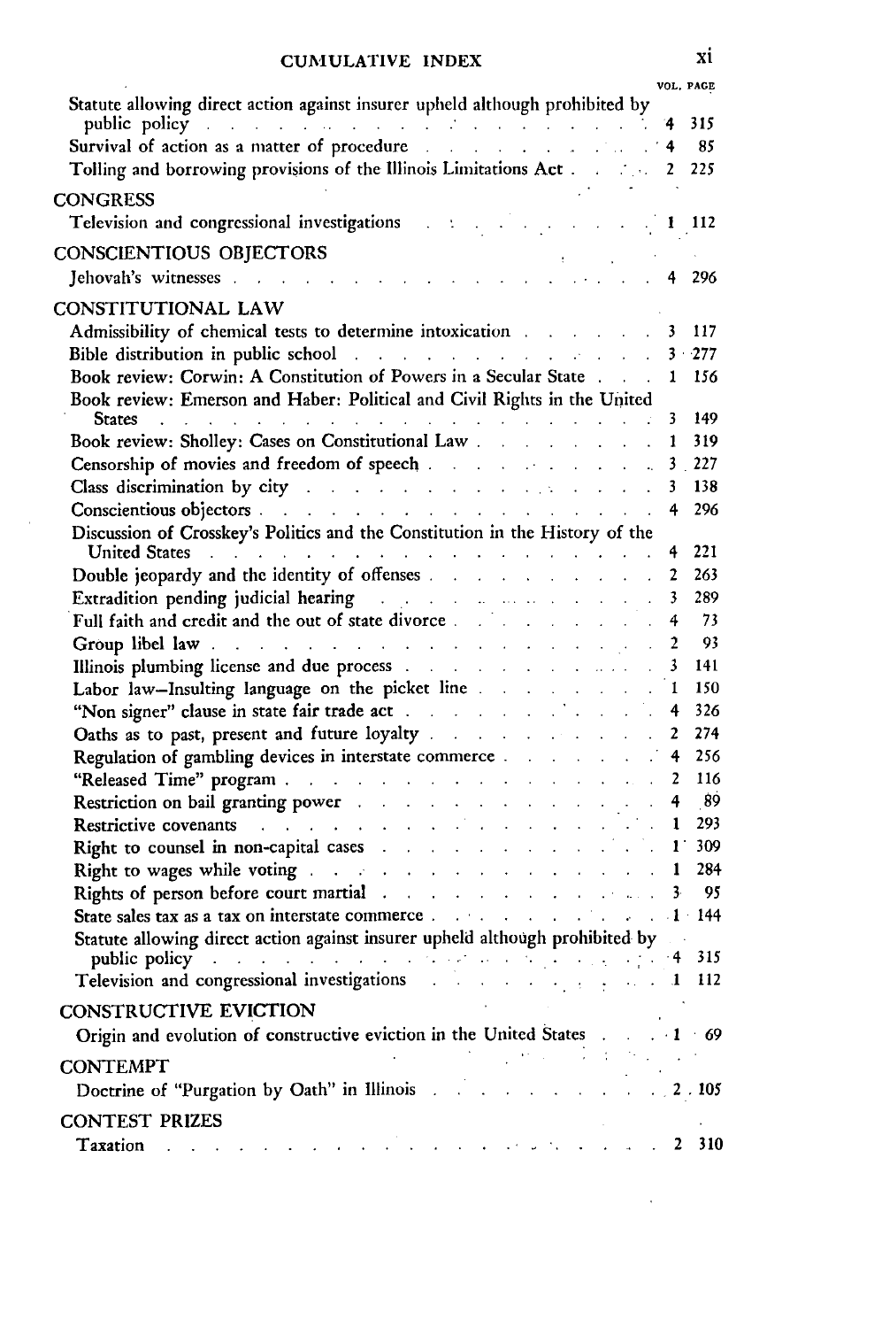| | VOL. | PAGE |
|---|---|---|
| Statute allowing direct action against insurer upheld although prohibited by public policy | 4 | 315 |
| Survival of action as a matter of procedure | 4 | 85 |
| Tolling and borrowing provisions of the Illinois Limitations Act | 2 | 225 |
| **CONGRESS** | | |
| Television and congressional investigations | 1 | 112 |
| **CONSCIENTIOUS OBJECTORS** | | |
| Jehovah's witnesses | 4 | 296 |
| **CONSTITUTIONAL LAW** | | |
| Admissibility of chemical tests to determine intoxication | 3 | 117 |
| Bible distribution in public school | 3 | 277 |
| Book review: Corwin: A Constitution of Powers in a Secular State | 1 | 156 |
| Book review: Emerson and Haber: Political and Civil Rights in the United States | 3 | 149 |
| Book review: Sholley: Cases on Constitutional Law | 1 | 319 |
| Censorship of movies and freedom of speech | 3 | 227 |
| Class discrimination by city | 3 | 138 |
| Conscientious objectors | 4 | 296 |
| Discussion of Crosskey's Politics and the Constitution in the History of the United States | 4 | 221 |
| Double jeopardy and the identity of offenses | 2 | 263 |
| Extradition pending judicial hearing | 3 | 289 |
| Full faith and credit and the out of state divorce | 4 | 73 |
| Group libel law | 2 | 93 |
| Illinois plumbing license and due process | 3 | 141 |
| Labor law—Insulting language on the picket line | 1 | 150 |
| "Non signer" clause in state fair trade act | 4 | 326 |
| Oaths as to past, present and future loyalty | 2 | 274 |
| Regulation of gambling devices in interstate commerce | 4 | 256 |
| "Released Time" program | 2 | 116 |
| Restriction on bail granting power | 4 | 89 |
| Restrictive covenants | 1 | 293 |
| Right to counsel in non-capital cases | 1 | 309 |
| Right to wages while voting | 1 | 284 |
| Rights of person before court martial | 3 | 95 |
| State sales tax as a tax on interstate commerce | 1 | 144 |
| Statute allowing direct action against insurer upheld although prohibited by public policy | 4 | 315 |
| Television and congressional investigations | 1 | 112 |
| **CONSTRUCTIVE EVICTION** | | |
| Origin and evolution of constructive eviction in the United States | 1 | 69 |
| **CONTEMPT** | | |
| Doctrine of "Purgation by Oath" in Illinois | 2 | 105 |
| **CONTEST PRIZES** | | |
| Taxation | 2 | 310 |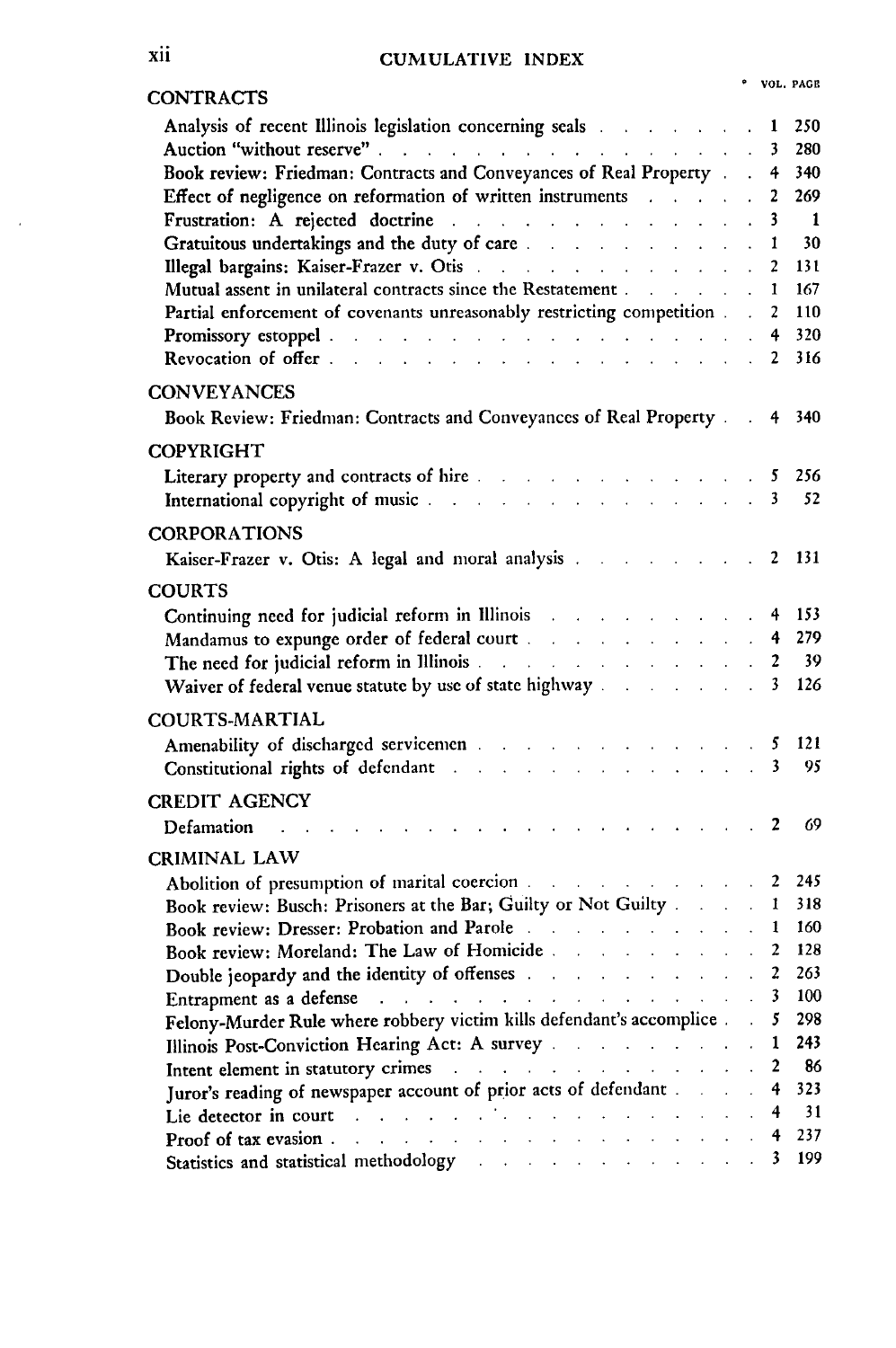# CUMULATIVE INDEX

| | VOL. | PAGE |
|---|---|---|
| **CONTRACTS** | | |
| Analysis of recent Illinois legislation concerning seals | 1 | 250 |
| Auction "without reserve" | 3 | 280 |
| Book review: Friedman: Contracts and Conveyances of Real Property | 4 | 340 |
| Effect of negligence on reformation of written instruments | 2 | 269 |
| Frustration: A rejected doctrine | 3 | 1 |
| Gratuitous undertakings and the duty of care | 1 | 30 |
| Illegal bargains: Kaiser-Frazer v. Otis | 2 | 131 |
| Mutual assent in unilateral contracts since the Restatement | 1 | 167 |
| Partial enforcement of covenants unreasonably restricting competition | 2 | 110 |
| Promissory estoppel | 4 | 320 |
| Revocation of offer | 2 | 316 |
| **CONVEYANCES** | | |
| Book Review: Friedman: Contracts and Conveyances of Real Property | 4 | 340 |
| **COPYRIGHT** | | |
| Literary property and contracts of hire | 5 | 256 |
| International copyright of music | 3 | 52 |
| **CORPORATIONS** | | |
| Kaiser-Frazer v. Otis: A legal and moral analysis | 2 | 131 |
| **COURTS** | | |
| Continuing need for judicial reform in Illinois | 4 | 153 |
| Mandamus to expunge order of federal court | 4 | 279 |
| The need for judicial reform in Illinois | 2 | 39 |
| Waiver of federal venue statute by use of state highway | 3 | 126 |
| **COURTS-MARTIAL** | | |
| Amenability of discharged servicemen | 5 | 121 |
| Constitutional rights of defendant | 3 | 95 |
| **CREDIT AGENCY** | | |
| Defamation | 2 | 69 |
| **CRIMINAL LAW** | | |
| Abolition of presumption of marital coercion | 2 | 245 |
| Book review: Busch: Prisoners at the Bar; Guilty or Not Guilty | 1 | 318 |
| Book review: Dresser: Probation and Parole | 1 | 160 |
| Book review: Moreland: The Law of Homicide | 2 | 128 |
| Double jeopardy and the identity of offenses | 2 | 263 |
| Entrapment as a defense | 3 | 100 |
| Felony-Murder Rule where robbery victim kills defendant's accomplice | 5 | 298 |
| Illinois Post-Conviction Hearing Act: A survey | 1 | 243 |
| Intent element in statutory crimes | 2 | 86 |
| Juror's reading of newspaper account of prior acts of defendant | 4 | 323 |
| Lie detector in court | 4 | 31 |
| Proof of tax evasion | 4 | 237 |
| Statistics and statistical methodology | 3 | 199 |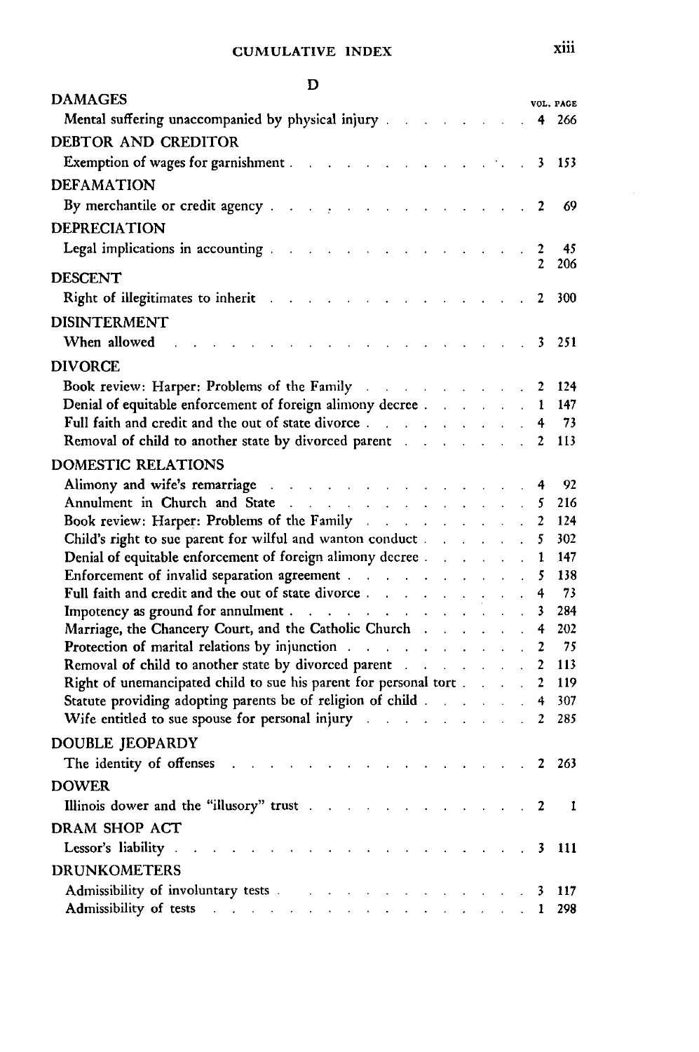## D

| | VOL. | PAGE |
|---|---|---|
| **DAMAGES** | | |
| Mental suffering unaccompanied by physical injury | 4 | 266 |
| **DEBTOR AND CREDITOR** | | |
| Exemption of wages for garnishment | 3 | 153 |
| **DEFAMATION** | | |
| By merchantile or credit agency | 2 | 69 |
| **DEPRECIATION** | | |
| Legal implications in accounting | 2 | 45 |
| | 2 | 206 |
| **DESCENT** | | |
| Right of illegitimates to inherit | 2 | 300 |
| **DISINTERMENT** | | |
| When allowed | 3 | 251 |
| **DIVORCE** | | |
| Book review: Harper: Problems of the Family | 2 | 124 |
| Denial of equitable enforcement of foreign alimony decree | 1 | 147 |
| Full faith and credit and the out of state divorce | 4 | 73 |
| Removal of child to another state by divorced parent | 2 | 113 |
| **DOMESTIC RELATIONS** | | |
| Alimony and wife's remarriage | 4 | 92 |
| Annulment in Church and State | 5 | 216 |
| Book review: Harper: Problems of the Family | 2 | 124 |
| Child's right to sue parent for wilful and wanton conduct | 5 | 302 |
| Denial of equitable enforcement of foreign alimony decree | 1 | 147 |
| Enforcement of invalid separation agreement | 5 | 138 |
| Full faith and credit and the out of state divorce | 4 | 73 |
| Impotency as ground for annulment | 3 | 284 |
| Marriage, the Chancery Court, and the Catholic Church | 4 | 202 |
| Protection of marital relations by injunction | 2 | 75 |
| Removal of child to another state by divorced parent | 2 | 113 |
| Right of unemancipated child to sue his parent for personal tort | 2 | 119 |
| Statute providing adopting parents be of religion of child | 4 | 307 |
| Wife entitled to sue spouse for personal injury | 2 | 285 |
| **DOUBLE JEOPARDY** | | |
| The identity of offenses | 2 | 263 |
| **DOWER** | | |
| Illinois dower and the "illusory" trust | 2 | 1 |
| **DRAM SHOP ACT** | | |
| Lessor's liability | 3 | 111 |
| **DRUNKOMETERS** | | |
| Admissibility of involuntary tests | 3 | 117 |
| Admissibility of tests | 1 | 298 |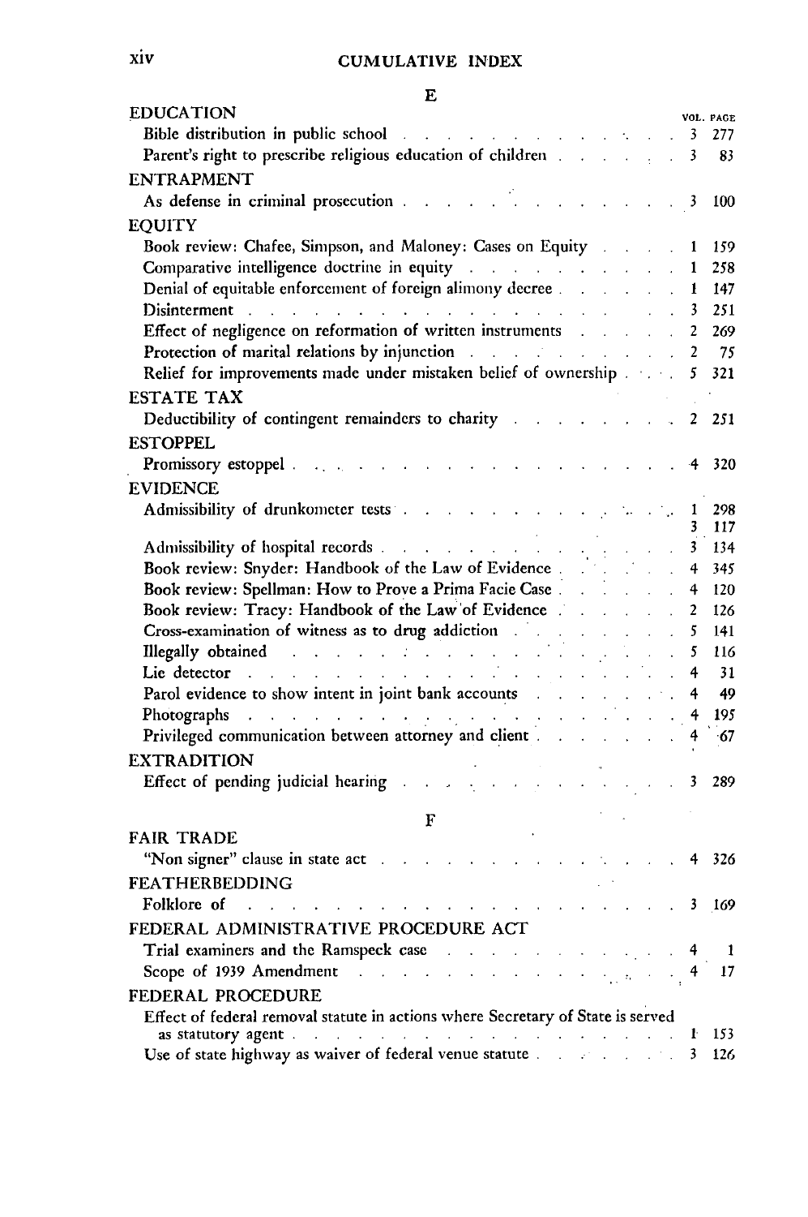## E

| | VOL. | PAGE |
|---|---|---|
| **EDUCATION** | | |
| Bible distribution in public school | 3 | 277 |
| Parent's right to prescribe religious education of children | 3 | 83 |
| **ENTRAPMENT** | | |
| As defense in criminal prosecution | 3 | 100 |
| **EQUITY** | | |
| Book review: Chafee, Simpson, and Maloney: Cases on Equity | 1 | 159 |
| Comparative intelligence doctrine in equity | 1 | 258 |
| Denial of equitable enforcement of foreign alimony decree | 1 | 147 |
| Disinterment | 3 | 251 |
| Effect of negligence on reformation of written instruments | 2 | 269 |
| Protection of marital relations by injunction | 2 | 75 |
| Relief for improvements made under mistaken belief of ownership | 5 | 321 |
| **ESTATE TAX** | | |
| Deductibility of contingent remainders to charity | 2 | 251 |
| **ESTOPPEL** | | |
| Promissory estoppel | 4 | 320 |
| **EVIDENCE** | | |
| Admissibility of drunkometer tests | 1 | 298 |
| | 3 | 117 |
| Admissibility of hospital records | 3 | 134 |
| Book review: Snyder: Handbook of the Law of Evidence | 4 | 345 |
| Book review: Spellman: How to Prove a Prima Facie Case | 4 | 120 |
| Book review: Tracy: Handbook of the Law of Evidence | 2 | 126 |
| Cross-examination of witness as to drug addiction | 5 | 141 |
| Illegally obtained | 5 | 116 |
| Lie detector | 4 | 31 |
| Parol evidence to show intent in joint bank accounts | 4 | 49 |
| Photographs | 4 | 195 |
| Privileged communication between attorney and client | 4 | 67 |
| **EXTRADITION** | | |
| Effect of pending judicial hearing | 3 | 289 |

## F

| | VOL. | PAGE |
|---|---|---|
| **FAIR TRADE** | | |
| "Non signer" clause in state act | 4 | 326 |
| **FEATHERBEDDING** | | |
| Folklore of | 3 | 169 |
| **FEDERAL ADMINISTRATIVE PROCEDURE ACT** | | |
| Trial examiners and the Ramspeck case | 4 | 1 |
| Scope of 1939 Amendment | 4 | 17 |
| **FEDERAL PROCEDURE** | | |
| Effect of federal removal statute in actions where Secretary of State is served as statutory agent | 1 | 153 |
| Use of state highway as waiver of federal venue statute | 3 | 126 |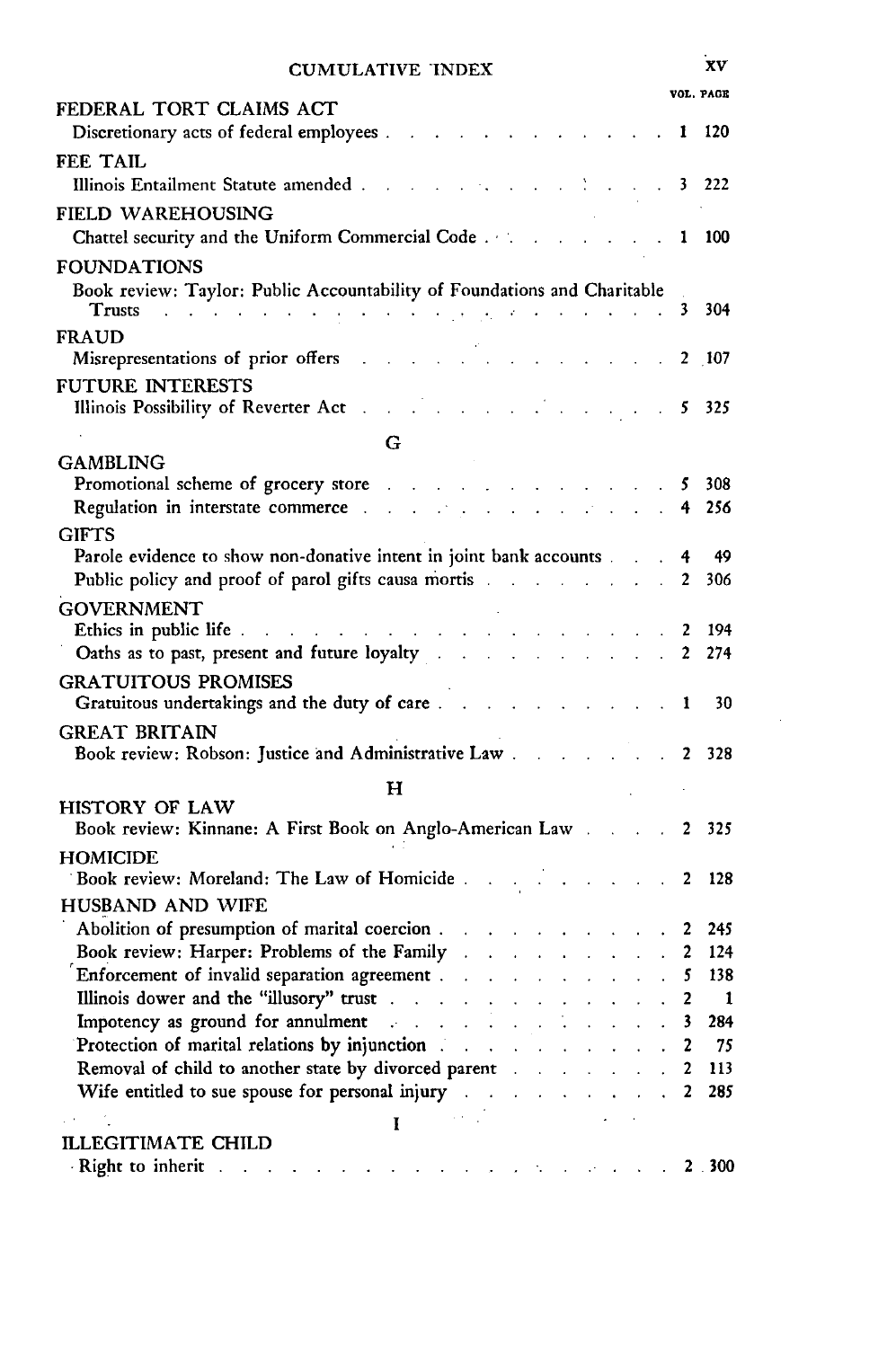| | VOL. | PAGE |
|---|---|---|
| **FEDERAL TORT CLAIMS ACT** | | |
| Discretionary acts of federal employees | 1 | 120 |
| **FEE TAIL** | | |
| Illinois Entailment Statute amended | 3 | 222 |
| **FIELD WAREHOUSING** | | |
| Chattel security and the Uniform Commercial Code | 1 | 100 |
| **FOUNDATIONS** | | |
| Book review: Taylor: Public Accountability of Foundations and Charitable Trusts | 3 | 304 |
| **FRAUD** | | |
| Misrepresentations of prior offers | 2 | 107 |
| **FUTURE INTERESTS** | | |
| Illinois Possibility of Reverter Act | 5 | 325 |
| **G** | | |
| **GAMBLING** | | |
| Promotional scheme of grocery store | 5 | 308 |
| Regulation in interstate commerce | 4 | 256 |
| **GIFTS** | | |
| Parole evidence to show non-donative intent in joint bank accounts | 4 | 49 |
| Public policy and proof of parol gifts causa mortis | 2 | 306 |
| **GOVERNMENT** | | |
| Ethics in public life | 2 | 194 |
| Oaths as to past, present and future loyalty | 2 | 274 |
| **GRATUITOUS PROMISES** | | |
| Gratuitous undertakings and the duty of care | 1 | 30 |
| **GREAT BRITAIN** | | |
| Book review: Robson: Justice and Administrative Law | 2 | 328 |
| **H** | | |
| **HISTORY OF LAW** | | |
| Book review: Kinnane: A First Book on Anglo-American Law | 2 | 325 |
| **HOMICIDE** | | |
| Book review: Moreland: The Law of Homicide | 2 | 128 |
| **HUSBAND AND WIFE** | | |
| Abolition of presumption of marital coercion | 2 | 245 |
| Book review: Harper: Problems of the Family | 2 | 124 |
| Enforcement of invalid separation agreement | 5 | 138 |
| Illinois dower and the "illusory" trust | 2 | 1 |
| Impotency as ground for annulment | 3 | 284 |
| Protection of marital relations by injunction | 2 | 75 |
| Removal of child to another state by divorced parent | 2 | 113 |
| Wife entitled to sue spouse for personal injury | 2 | 285 |
| **I** | | |
| **ILLEGITIMATE CHILD** | | |
| Right to inherit | 2 | 300 |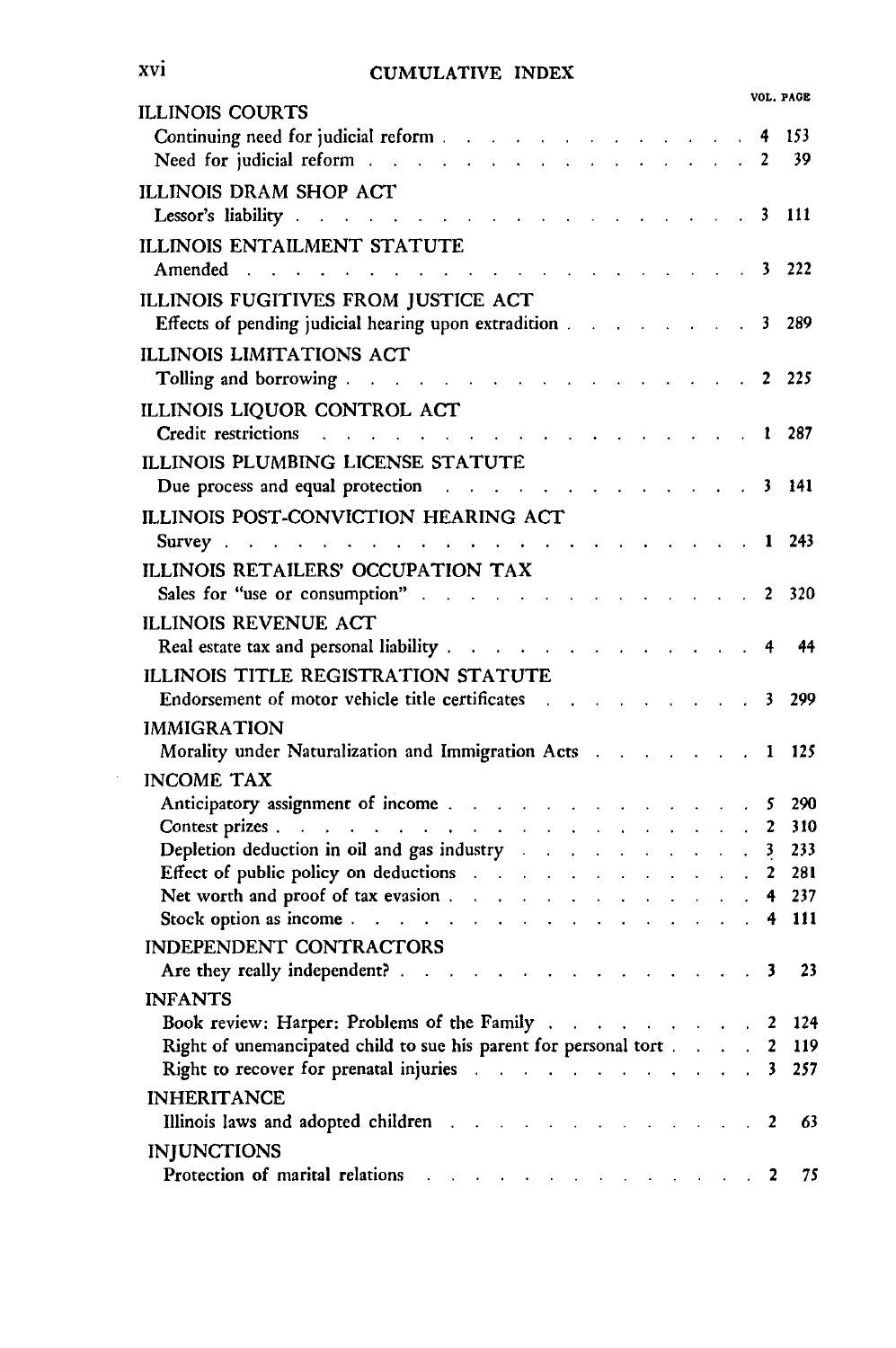## CUMULATIVE INDEX

| | VOL. | PAGE |
|---|---|---|
| **ILLINOIS COURTS** | | |
| Continuing need for judicial reform | 4 | 153 |
| Need for judicial reform | 2 | 39 |
| **ILLINOIS DRAM SHOP ACT** | | |
| Lessor's liability | 3 | 111 |
| **ILLINOIS ENTAILMENT STATUTE** | | |
| Amended | 3 | 222 |
| **ILLINOIS FUGITIVES FROM JUSTICE ACT** | | |
| Effects of pending judicial hearing upon extradition | 3 | 289 |
| **ILLINOIS LIMITATIONS ACT** | | |
| Tolling and borrowing | 2 | 225 |
| **ILLINOIS LIQUOR CONTROL ACT** | | |
| Credit restrictions | 1 | 287 |
| **ILLINOIS PLUMBING LICENSE STATUTE** | | |
| Due process and equal protection | 3 | 141 |
| **ILLINOIS POST-CONVICTION HEARING ACT** | | |
| Survey | 1 | 243 |
| **ILLINOIS RETAILERS' OCCUPATION TAX** | | |
| Sales for "use or consumption" | 2 | 320 |
| **ILLINOIS REVENUE ACT** | | |
| Real estate tax and personal liability | 4 | 44 |
| **ILLINOIS TITLE REGISTRATION STATUTE** | | |
| Endorsement of motor vehicle title certificates | 3 | 299 |
| **IMMIGRATION** | | |
| Morality under Naturalization and Immigration Acts | 1 | 125 |
| **INCOME TAX** | | |
| Anticipatory assignment of income | 5 | 290 |
| Contest prizes | 2 | 310 |
| Depletion deduction in oil and gas industry | 3 | 233 |
| Effect of public policy on deductions | 2 | 281 |
| Net worth and proof of tax evasion | 4 | 237 |
| Stock option as income | 4 | 111 |
| **INDEPENDENT CONTRACTORS** | | |
| Are they really independent? | 3 | 23 |
| **INFANTS** | | |
| Book review: Harper: Problems of the Family | 2 | 124 |
| Right of unemancipated child to sue his parent for personal tort | 2 | 119 |
| Right to recover for prenatal injuries | 3 | 257 |
| **INHERITANCE** | | |
| Illinois laws and adopted children | 2 | 63 |
| **INJUNCTIONS** | | |
| Protection of marital relations | 2 | 75 |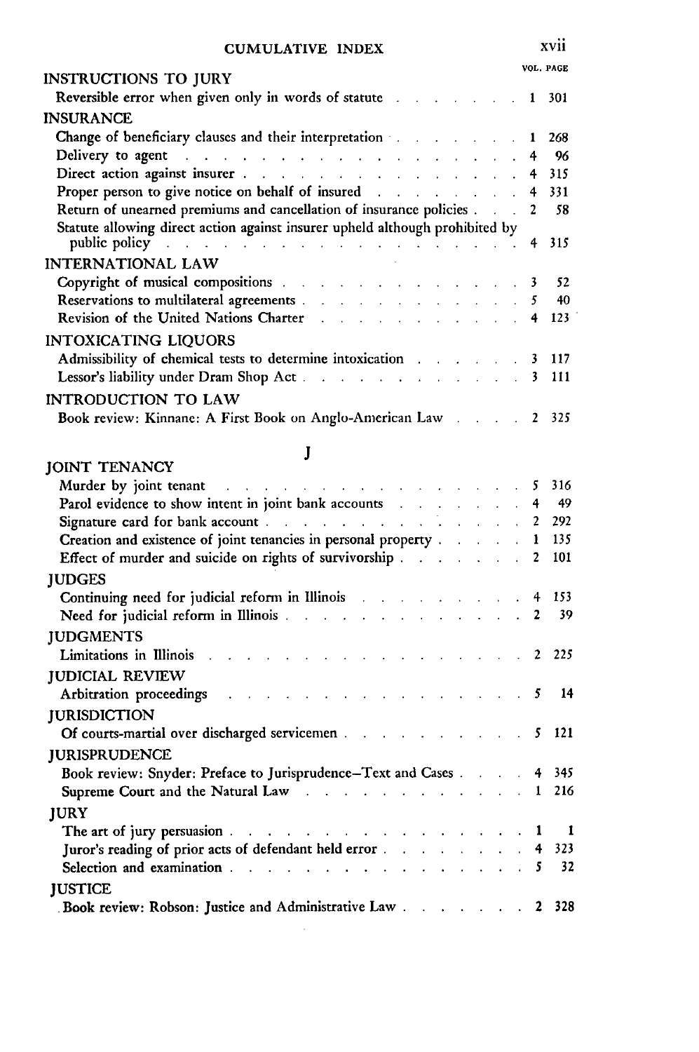| | VOL. | PAGE |
|---|---|---|
| **INSTRUCTIONS TO JURY** | | |
| Reversible error when given only in words of statute | 1 | 301 |
| **INSURANCE** | | |
| Change of beneficiary clauses and their interpretation | 1 | 268 |
| Delivery to agent | 4 | 96 |
| Direct action against insurer | 4 | 315 |
| Proper person to give notice on behalf of insured | 4 | 331 |
| Return of unearned premiums and cancellation of insurance policies | 2 | 58 |
| Statute allowing direct action against insurer upheld although prohibited by public policy | 4 | 315 |
| **INTERNATIONAL LAW** | | |
| Copyright of musical compositions | 3 | 52 |
| Reservations to multilateral agreements | 5 | 40 |
| Revision of the United Nations Charter | 4 | 123 |
| **INTOXICATING LIQUORS** | | |
| Admissibility of chemical tests to determine intoxication | 3 | 117 |
| Lessor's liability under Dram Shop Act | 3 | 111 |
| **INTRODUCTION TO LAW** | | |
| Book review: Kinnane: A First Book on Anglo-American Law | 2 | 325 |

## J

| | VOL. | PAGE |
|---|---|---|
| **JOINT TENANCY** | | |
| Murder by joint tenant | 5 | 316 |
| Parol evidence to show intent in joint bank accounts | 4 | 49 |
| Signature card for bank account | 2 | 292 |
| Creation and existence of joint tenancies in personal property | 1 | 135 |
| Effect of murder and suicide on rights of survivorship | 2 | 101 |
| **JUDGES** | | |
| Continuing need for judicial reform in Illinois | 4 | 153 |
| Need for judicial reform in Illinois | 2 | 39 |
| **JUDGMENTS** | | |
| Limitations in Illinois | 2 | 225 |
| **JUDICIAL REVIEW** | | |
| Arbitration proceedings | 5 | 14 |
| **JURISDICTION** | | |
| Of courts-martial over discharged servicemen | 5 | 121 |
| **JURISPRUDENCE** | | |
| Book review: Snyder: Preface to Jurisprudence—Text and Cases | 4 | 345 |
| Supreme Court and the Natural Law | 1 | 216 |
| **JURY** | | |
| The art of jury persuasion | 1 | 1 |
| Juror's reading of prior acts of defendant held error | 4 | 323 |
| Selection and examination | 5 | 32 |
| **JUSTICE** | | |
| Book review: Robson: Justice and Administrative Law | 2 | 328 |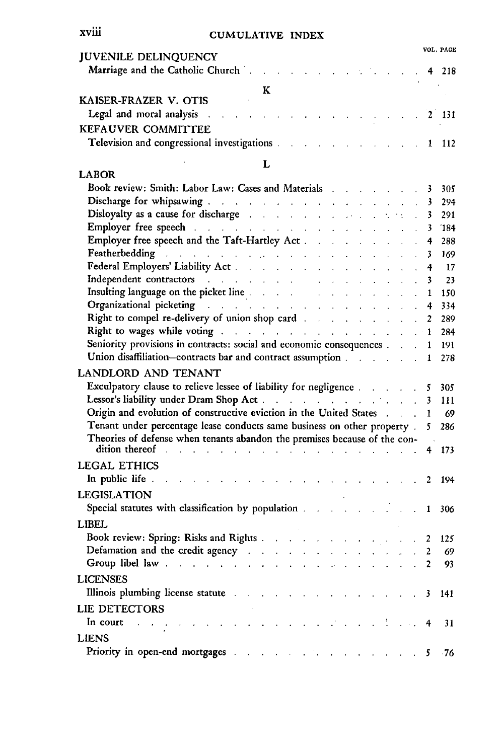| | VOL. | PAGE |
|---|---|---|
| **JUVENILE DELINQUENCY** | | |
| Marriage and the Catholic Church | 4 | 218 |
| **K** | | |
| **KAISER-FRAZER V. OTIS** | | |
| Legal and moral analysis | 2 | 131 |
| **KEFAUVER COMMITTEE** | | |
| Television and congressional investigations | 1 | 112 |
| **L** | | |
| **LABOR** | | |
| Book review: Smith: Labor Law: Cases and Materials | 3 | 305 |
| Discharge for whipsawing | 3 | 294 |
| Disloyalty as a cause for discharge | 3 | 291 |
| Employer free speech | 3 | 184 |
| Employer free speech and the Taft-Hartley Act | 4 | 288 |
| Featherbedding | 3 | 169 |
| Federal Employers' Liability Act | 4 | 17 |
| Independent contractors | 3 | 23 |
| Insulting language on the picket line | 1 | 150 |
| Organizational picketing | 4 | 334 |
| Right to compel re-delivery of union shop card | 2 | 289 |
| Right to wages while voting | 1 | 284 |
| Seniority provisions in contracts: social and economic consequences | 1 | 191 |
| Union disaffiliation—contracts bar and contract assumption | 1 | 278 |
| **LANDLORD AND TENANT** | | |
| Exculpatory clause to relieve lessee of liability for negligence | 5 | 305 |
| Lessor's liability under Dram Shop Act | 3 | 111 |
| Origin and evolution of constructive eviction in the United States | 1 | 69 |
| Tenant under percentage lease conducts same business on other property | 5 | 286 |
| Theories of defense when tenants abandon the premises because of the condition thereof | 4 | 173 |
| **LEGAL ETHICS** | | |
| In public life | 2 | 194 |
| **LEGISLATION** | | |
| Special statutes with classification by population | 1 | 306 |
| **LIBEL** | | |
| Book review: Spring: Risks and Rights | 2 | 125 |
| Defamation and the credit agency | 2 | 69 |
| Group libel law | 2 | 93 |
| **LICENSES** | | |
| Illinois plumbing license statute | 3 | 141 |
| **LIE DETECTORS** | | |
| In court | 4 | 31 |
| **LIENS** | | |
| Priority in open-end mortgages | 5 | 76 |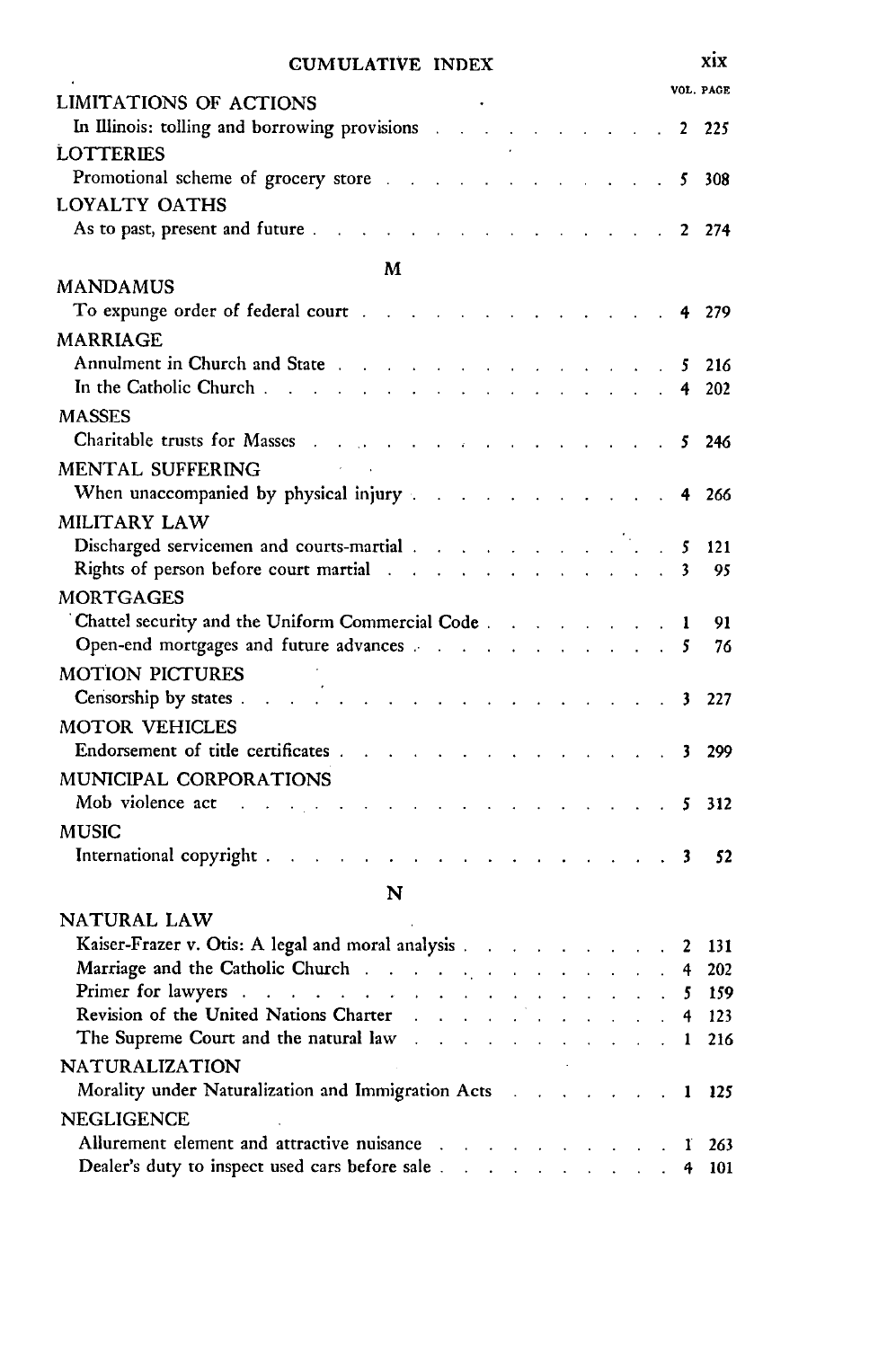| | VOL. | PAGE |
|---|---|---|
| **LIMITATIONS OF ACTIONS** | | |
| In Illinois: tolling and borrowing provisions | 2 | 225 |
| **LOTTERIES** | | |
| Promotional scheme of grocery store | 5 | 308 |
| **LOYALTY OATHS** | | |
| As to past, present and future | 2 | 274 |

## M

| | VOL. | PAGE |
|---|---|---|
| **MANDAMUS** | | |
| To expunge order of federal court | 4 | 279 |
| **MARRIAGE** | | |
| Annulment in Church and State | 5 | 216 |
| In the Catholic Church | 4 | 202 |
| **MASSES** | | |
| Charitable trusts for Masses | 5 | 246 |
| **MENTAL SUFFERING** | | |
| When unaccompanied by physical injury | 4 | 266 |
| **MILITARY LAW** | | |
| Discharged servicemen and courts-martial | 5 | 121 |
| Rights of person before court martial | 3 | 95 |
| **MORTGAGES** | | |
| Chattel security and the Uniform Commercial Code | 1 | 91 |
| Open-end mortgages and future advances | 5 | 76 |
| **MOTION PICTURES** | | |
| Censorship by states | 3 | 227 |
| **MOTOR VEHICLES** | | |
| Endorsement of title certificates | 3 | 299 |
| **MUNICIPAL CORPORATIONS** | | |
| Mob violence act | 5 | 312 |
| **MUSIC** | | |
| International copyright | 3 | 52 |

## N

| | VOL. | PAGE |
|---|---|---|
| **NATURAL LAW** | | |
| Kaiser-Frazer v. Otis: A legal and moral analysis | 2 | 131 |
| Marriage and the Catholic Church | 4 | 202 |
| Primer for lawyers | 5 | 159 |
| Revision of the United Nations Charter | 4 | 123 |
| The Supreme Court and the natural law | 1 | 216 |
| **NATURALIZATION** | | |
| Morality under Naturalization and Immigration Acts | 1 | 125 |
| **NEGLIGENCE** | | |
| Allurement element and attractive nuisance | 1 | 263 |
| Dealer's duty to inspect used cars before sale | 4 | 101 |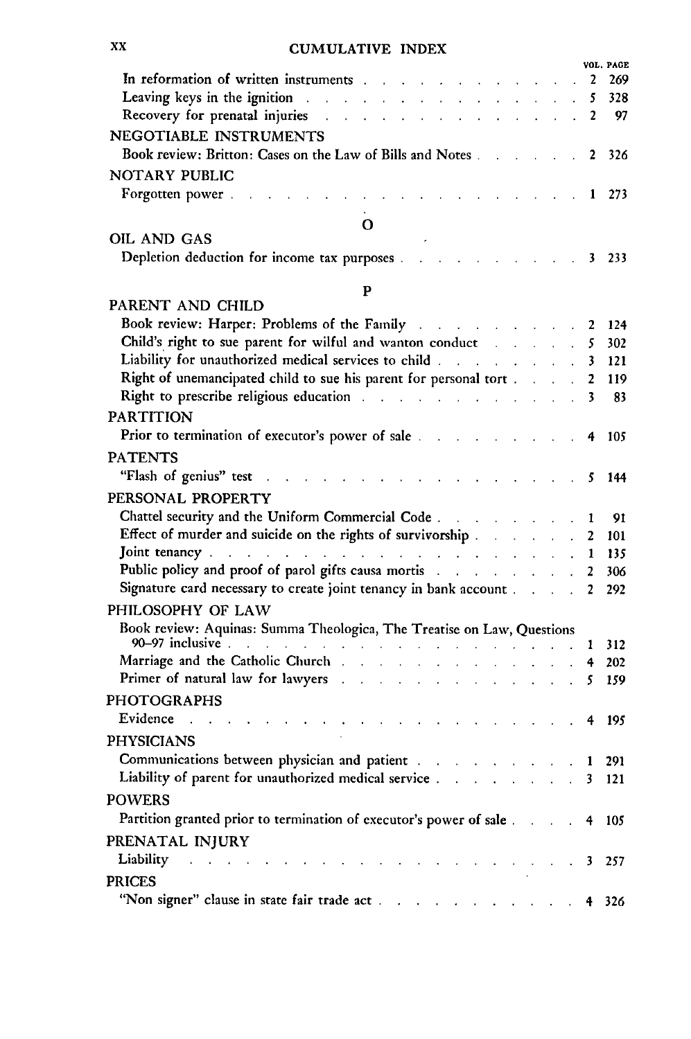| | VOL. | PAGE |
|---|---|---|
| In reformation of written instruments | 2 | 269 |
| Leaving keys in the ignition | 5 | 328 |
| Recovery for prenatal injuries | 2 | 97 |
| **NEGOTIABLE INSTRUMENTS** | | |
| Book review: Britton: Cases on the Law of Bills and Notes | 2 | 326 |
| **NOTARY PUBLIC** | | |
| Forgotten power | 1 | 273 |

## O

| | VOL. | PAGE |
|---|---|---|
| **OIL AND GAS** | | |
| Depletion deduction for income tax purposes | 3 | 233 |

## P

| | VOL. | PAGE |
|---|---|---|
| **PARENT AND CHILD** | | |
| Book review: Harper: Problems of the Family | 2 | 124 |
| Child's right to sue parent for wilful and wanton conduct | 5 | 302 |
| Liability for unauthorized medical services to child | 3 | 121 |
| Right of unemancipated child to sue his parent for personal tort | 2 | 119 |
| Right to prescribe religious education | 3 | 83 |
| **PARTITION** | | |
| Prior to termination of executor's power of sale | 4 | 105 |
| **PATENTS** | | |
| "Flash of genius" test | 5 | 144 |
| **PERSONAL PROPERTY** | | |
| Chattel security and the Uniform Commercial Code | 1 | 91 |
| Effect of murder and suicide on the rights of survivorship | 2 | 101 |
| Joint tenancy | 1 | 135 |
| Public policy and proof of parol gifts causa mortis | 2 | 306 |
| Signature card necessary to create joint tenancy in bank account | 2 | 292 |
| **PHILOSOPHY OF LAW** | | |
| Book review: Aquinas: Summa Theologica, The Treatise on Law, Questions 90–97 inclusive | 1 | 312 |
| Marriage and the Catholic Church | 4 | 202 |
| Primer of natural law for lawyers | 5 | 159 |
| **PHOTOGRAPHS** | | |
| Evidence | 4 | 195 |
| **PHYSICIANS** | | |
| Communications between physician and patient | 1 | 291 |
| Liability of parent for unauthorized medical service | 3 | 121 |
| **POWERS** | | |
| Partition granted prior to termination of executor's power of sale | 4 | 105 |
| **PRENATAL INJURY** | | |
| Liability | 3 | 257 |
| **PRICES** | | |
| "Non signer" clause in state fair trade act | 4 | 326 |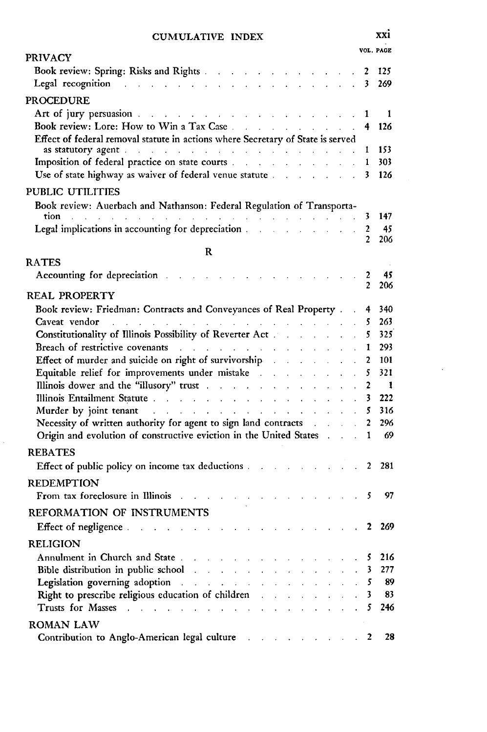| | VOL. | PAGE |
|---|---|---|
| **PRIVACY** | | |
| Book review: Spring: Risks and Rights | 2 | 125 |
| Legal recognition | 3 | 269 |
| **PROCEDURE** | | |
| Art of jury persuasion | 1 | 1 |
| Book review: Lore: How to Win a Tax Case | 4 | 126 |
| Effect of federal removal statute in actions where Secretary of State is served as statutory agent | 1 | 153 |
| Imposition of federal practice on state courts | 1 | 303 |
| Use of state highway as waiver of federal venue statute | 3 | 126 |
| **PUBLIC UTILITIES** | | |
| Book review: Auerbach and Nathanson: Federal Regulation of Transportation | 3 | 147 |
| Legal implications in accounting for depreciation | 2 | 45 |
| | 2 | 206 |

## R

| | VOL. | PAGE |
|---|---|---|
| **RATES** | | |
| Accounting for depreciation | 2 | 45 |
| | 2 | 206 |
| **REAL PROPERTY** | | |
| Book review: Friedman: Contracts and Conveyances of Real Property | 4 | 340 |
| Caveat vendor | 5 | 263 |
| Constitutionality of Illinois Possibility of Reverter Act | 5 | 325 |
| Breach of restrictive covenants | 1 | 293 |
| Effect of murder and suicide on right of survivorship | 2 | 101 |
| Equitable relief for improvements under mistake | 5 | 321 |
| Illinois dower and the "illusory" trust | 2 | 1 |
| Illinois Entailment Statute | 3 | 222 |
| Murder by joint tenant | 5 | 316 |
| Necessity of written authority for agent to sign land contracts | 2 | 296 |
| Origin and evolution of constructive eviction in the United States | 1 | 69 |
| **REBATES** | | |
| Effect of public policy on income tax deductions | 2 | 281 |
| **REDEMPTION** | | |
| From tax foreclosure in Illinois | 5 | 97 |
| **REFORMATION OF INSTRUMENTS** | | |
| Effect of negligence | 2 | 269 |
| **RELIGION** | | |
| Annulment in Church and State | 5 | 216 |
| Bible distribution in public school | 3 | 277 |
| Legislation governing adoption | 5 | 89 |
| Right to prescribe religious education of children | 3 | 83 |
| Trusts for Masses | 5 | 246 |
| **ROMAN LAW** | | |
| Contribution to Anglo-American legal culture | 2 | 28 |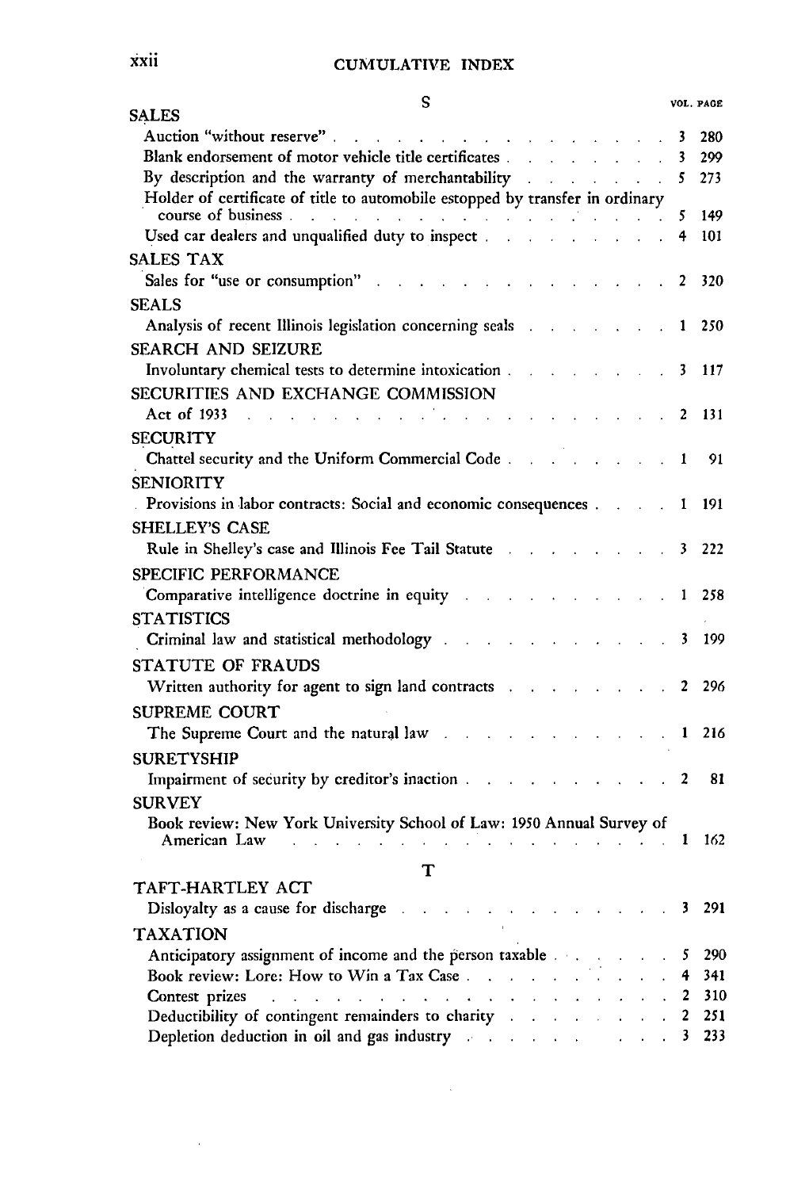## S

| | VOL. | PAGE |
|---|---|---|
| **SALES** | | |
| Auction "without reserve" | 3 | 280 |
| Blank endorsement of motor vehicle title certificates | 3 | 299 |
| By description and the warranty of merchantability | 5 | 273 |
| Holder of certificate of title to automobile estopped by transfer in ordinary course of business | 5 | 149 |
| Used car dealers and unqualified duty to inspect | 4 | 101 |
| **SALES TAX** | | |
| Sales for "use or consumption" | 2 | 320 |
| **SEALS** | | |
| Analysis of recent Illinois legislation concerning seals | 1 | 250 |
| **SEARCH AND SEIZURE** | | |
| Involuntary chemical tests to determine intoxication | 3 | 117 |
| **SECURITIES AND EXCHANGE COMMISSION** | | |
| Act of 1933 | 2 | 131 |
| **SECURITY** | | |
| Chattel security and the Uniform Commercial Code | 1 | 91 |
| **SENIORITY** | | |
| Provisions in labor contracts: Social and economic consequences | 1 | 191 |
| **SHELLEY'S CASE** | | |
| Rule in Shelley's case and Illinois Fee Tail Statute | 3 | 222 |
| **SPECIFIC PERFORMANCE** | | |
| Comparative intelligence doctrine in equity | 1 | 258 |
| **STATISTICS** | | |
| Criminal law and statistical methodology | 3 | 199 |
| **STATUTE OF FRAUDS** | | |
| Written authority for agent to sign land contracts | 2 | 296 |
| **SUPREME COURT** | | |
| The Supreme Court and the natural law | 1 | 216 |
| **SURETYSHIP** | | |
| Impairment of security by creditor's inaction | 2 | 81 |
| **SURVEY** | | |
| Book review: New York University School of Law: 1950 Annual Survey of American Law | 1 | 162 |

## T

| | VOL. | PAGE |
|---|---|---|
| **TAFT-HARTLEY ACT** | | |
| Disloyalty as a cause for discharge | 3 | 291 |
| **TAXATION** | | |
| Anticipatory assignment of income and the person taxable | 5 | 290 |
| Book review: Lore: How to Win a Tax Case | 4 | 341 |
| Contest prizes | 2 | 310 |
| Deductibility of contingent remainders to charity | 2 | 251 |
| Depletion deduction in oil and gas industry | 3 | 233 |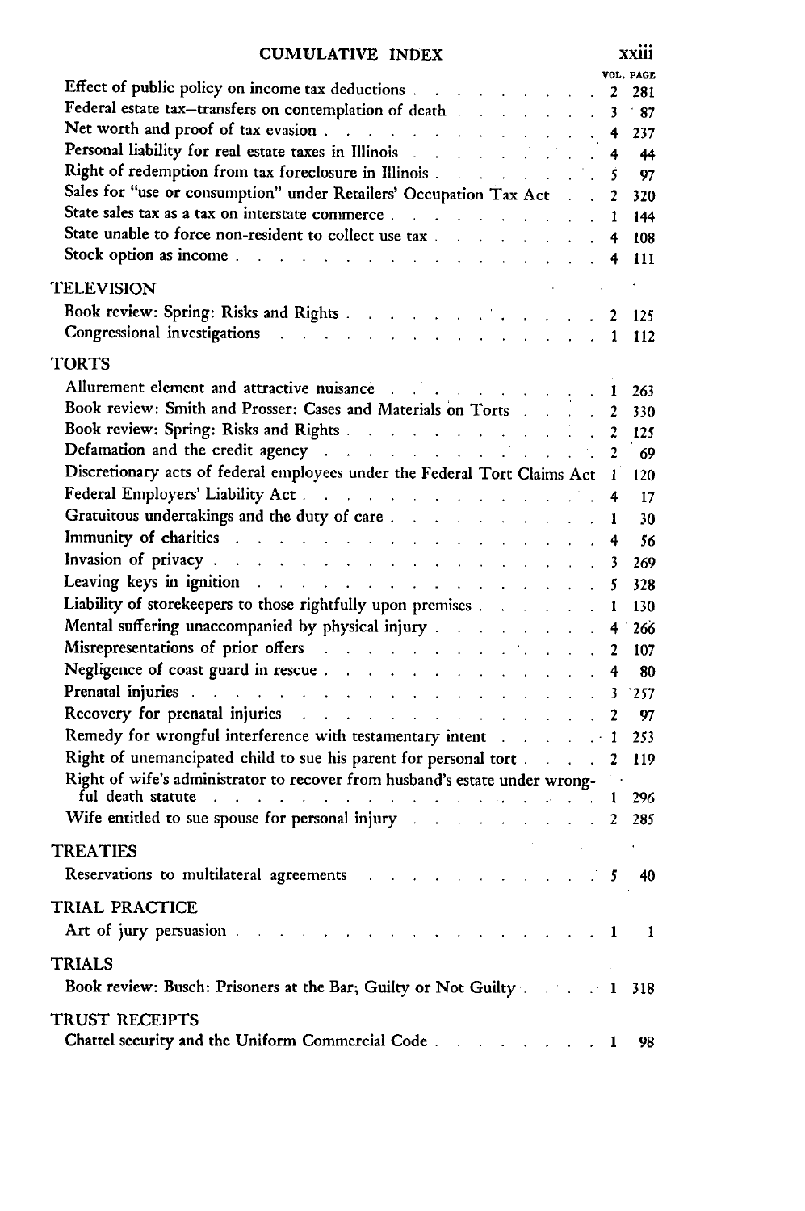| | VOL. | PAGE |
|---|---|---|
| Effect of public policy on income tax deductions | 2 | 281 |
| Federal estate tax—transfers on contemplation of death | 3 | 87 |
| Net worth and proof of tax evasion | 4 | 237 |
| Personal liability for real estate taxes in Illinois | 4 | 44 |
| Right of redemption from tax foreclosure in Illinois | 5 | 97 |
| Sales for "use or consumption" under Retailers' Occupation Tax Act | 2 | 320 |
| State sales tax as a tax on interstate commerce | 1 | 144 |
| State unable to force non-resident to collect use tax | 4 | 108 |
| Stock option as income | 4 | 111 |

## TELEVISION

| | | |
|---|---|---|
| Book review: Spring: Risks and Rights | 2 | 125 |
| Congressional investigations | 1 | 112 |

## TORTS

| | | |
|---|---|---|
| Allurement element and attractive nuisance | 1 | 263 |
| Book review: Smith and Prosser: Cases and Materials on Torts | 2 | 330 |
| Book review: Spring: Risks and Rights | 2 | 125 |
| Defamation and the credit agency | 2 | 69 |
| Discretionary acts of federal employees under the Federal Tort Claims Act | 1 | 120 |
| Federal Employers' Liability Act | 4 | 17 |
| Gratuitous undertakings and the duty of care | 1 | 30 |
| Immunity of charities | 4 | 56 |
| Invasion of privacy | 3 | 269 |
| Leaving keys in ignition | 5 | 328 |
| Liability of storekeepers to those rightfully upon premises | 1 | 130 |
| Mental suffering unaccompanied by physical injury | 4 | 266 |
| Misrepresentations of prior offers | 2 | 107 |
| Negligence of coast guard in rescue | 4 | 80 |
| Prenatal injuries | 3 | 257 |
| Recovery for prenatal injuries | 2 | 97 |
| Remedy for wrongful interference with testamentary intent | 1 | 253 |
| Right of unemancipated child to sue his parent for personal tort | 2 | 119 |
| Right of wife's administrator to recover from husband's estate under wrongful death statute | 1 | 296 |
| Wife entitled to sue spouse for personal injury | 2 | 285 |

## TREATIES

| | | |
|---|---|---|
| Reservations to multilateral agreements | 5 | 40 |

## TRIAL PRACTICE

| | | |
|---|---|---|
| Art of jury persuasion | 1 | 1 |

## TRIALS

| | | |
|---|---|---|
| Book review: Busch: Prisoners at the Bar; Guilty or Not Guilty | 1 | 318 |

## TRUST RECEIPTS

| | | |
|---|---|---|
| Chattel security and the Uniform Commercial Code | 1 | 98 |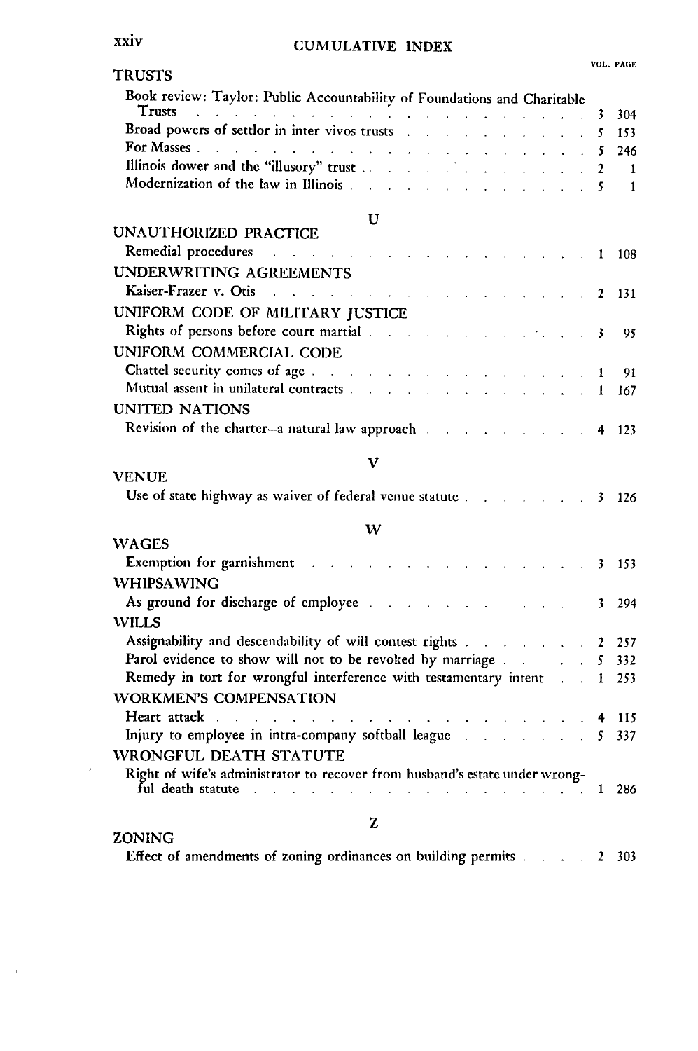# CUMULATIVE INDEX

| | VOL. | PAGE |
|---|---|---|
| **TRUSTS** | | |
| Book review: Taylor: Public Accountability of Foundations and Charitable Trusts | 3 | 304 |
| Broad powers of settlor in inter vivos trusts | 5 | 153 |
| For Masses | 5 | 246 |
| Illinois dower and the "illusory" trust | 2 | 1 |
| Modernization of the law in Illinois | 5 | 1 |

## U

| | VOL. | PAGE |
|---|---|---|
| **UNAUTHORIZED PRACTICE** | | |
| Remedial procedures | 1 | 108 |
| **UNDERWRITING AGREEMENTS** | | |
| Kaiser-Frazer v. Otis | 2 | 131 |
| **UNIFORM CODE OF MILITARY JUSTICE** | | |
| Rights of persons before court martial | 3 | 95 |
| **UNIFORM COMMERCIAL CODE** | | |
| Chattel security comes of age | 1 | 91 |
| Mutual assent in unilateral contracts | 1 | 167 |
| **UNITED NATIONS** | | |
| Revision of the charter—a natural law approach | 4 | 123 |

## V

| | VOL. | PAGE |
|---|---|---|
| **VENUE** | | |
| Use of state highway as waiver of federal venue statute | 3 | 126 |

## W

| | VOL. | PAGE |
|---|---|---|
| **WAGES** | | |
| Exemption for garnishment | 3 | 153 |
| **WHIPSAWING** | | |
| As ground for discharge of employee | 3 | 294 |
| **WILLS** | | |
| Assignability and descendability of will contest rights | 2 | 257 |
| Parol evidence to show will not to be revoked by marriage | 5 | 332 |
| Remedy in tort for wrongful interference with testamentary intent | 1 | 253 |
| **WORKMEN'S COMPENSATION** | | |
| Heart attack | 4 | 115 |
| Injury to employee in intra-company softball league | 5 | 337 |
| **WRONGFUL DEATH STATUTE** | | |
| Right of wife's administrator to recover from husband's estate under wrongful death statute | 1 | 286 |

## Z

| | VOL. | PAGE |
|---|---|---|
| **ZONING** | | |
| Effect of amendments of zoning ordinances on building permits | 2 | 303 |